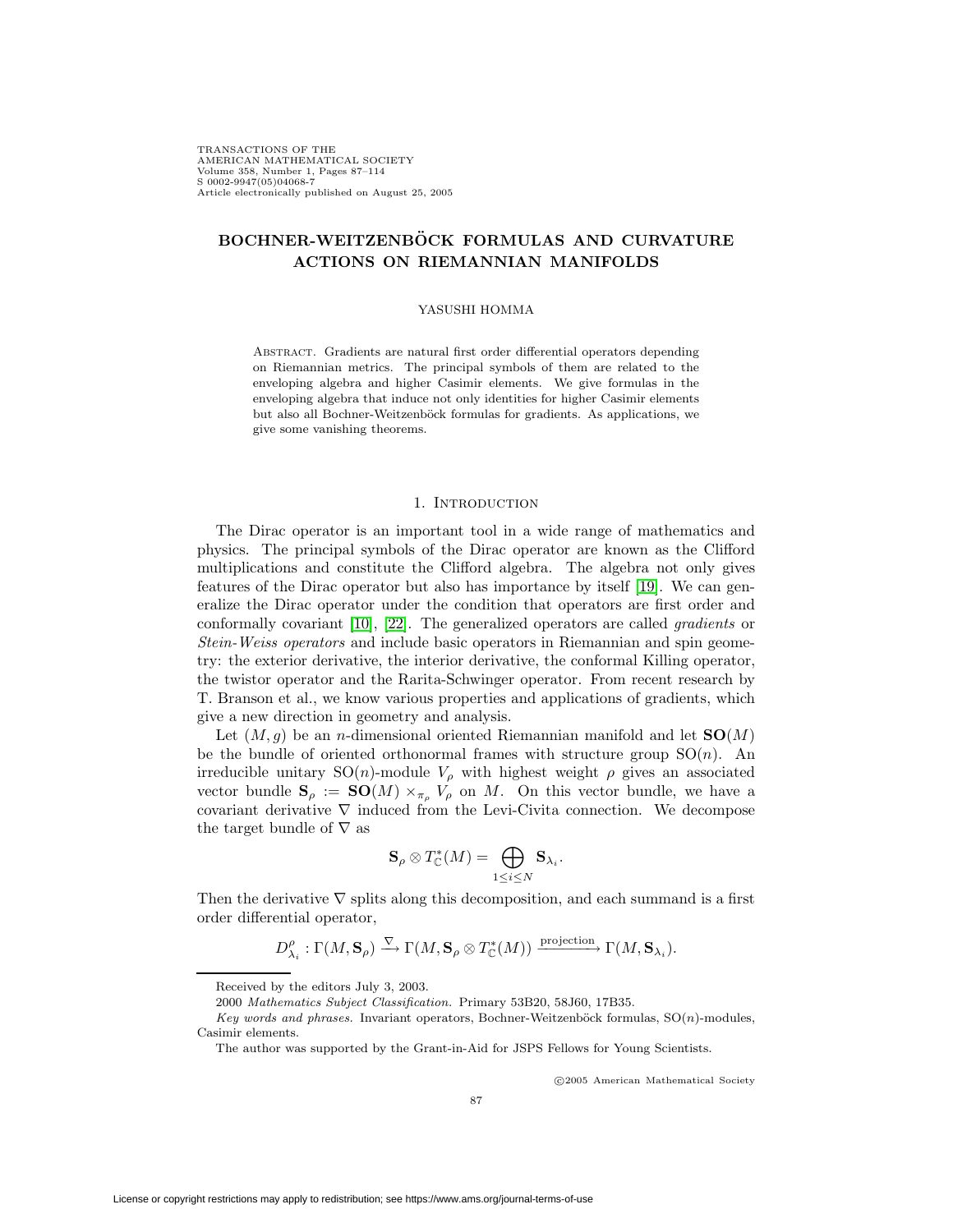# BOCHNER-WEITZENBÖCK FORMULAS AND CURVATURE ACTIONS ON RIEMANNIAN MANIFOLDS

YASUSHI HOMMA

Abstract. Gradients are natural first order differential operators depending on Riemannian metrics. The principal symbols of them are related to the enveloping algebra and higher Casimir elements. We give formulas in the enveloping algebra that induce not only identities for higher Casimir elements but also all Bochner-Weitzenböck formulas for gradients. As applications, we give some vanishing theorems.

## 1. Introduction

The Dirac operator is an important tool in a wide range of mathematics and physics. The principal symbols of the Dirac operator are known as the Clifford multiplications and constitute the Clifford algebra. The algebra not only gives features of the Dirac operator but also has importance by itself [19]. We can generalize the Dirac operator under the condition that operators are first order and conformally covariant [10], [22]. The generalized operators are called *gradients* or *Stein-Weiss operators* and include basic operators in Riemannian and spin geometry: the exterior derivative, the interior derivative, the conformal Killing operator, the twistor operator and the Rarita-Schwinger operator. From recent research by T. Branson et al., we know various properties and applications of gradients, which give a new direction in geometry and analysis.

Let $(M, g)$ be an $n$-dimensional oriented Riemannian manifold and let $\mathbf{SO}(M)$ be the bundle of oriented orthonormal frames with structure group $\mathrm{SO}(n)$. An irreducible unitary $\mathrm{SO}(n)$-module $V_\rho$ with highest weight $\rho$ gives an associated vector bundle $\mathbf{S}_\rho := \mathbf{SO}(M) \times_{\pi_\rho} V_\rho$ on $M$. On this vector bundle, we have a covariant derivative $\nabla$ induced from the Levi-Civita connection. We decompose the target bundle of $\nabla$ as

$$\mathbf{S}_\rho \otimes T^*_{\mathbb{C}}(M) = \bigoplus_{1 \le i \le N} \mathbf{S}_{\lambda_i}.$$

Then the derivative $\nabla$ splits along this decomposition, and each summand is a first order differential operator,

$$D^\rho_{\lambda_i} : \Gamma(M, \mathbf{S}_\rho) \xrightarrow{\nabla} \Gamma(M, \mathbf{S}_\rho \otimes T^*_{\mathbb{C}}(M)) \xrightarrow{\text{projection}} \Gamma(M, \mathbf{S}_{\lambda_i}).$$

Received by the editors July 3, 2003.

2000 *Mathematics Subject Classification.* Primary 53B20, 58J60, 17B35.

*Key words and phrases.* Invariant operators, Bochner-Weitzenböck formulas, $\mathrm{SO}(n)$-modules, Casimir elements.

The author was supported by the Grant-in-Aid for JSPS Fellows for Young Scientists.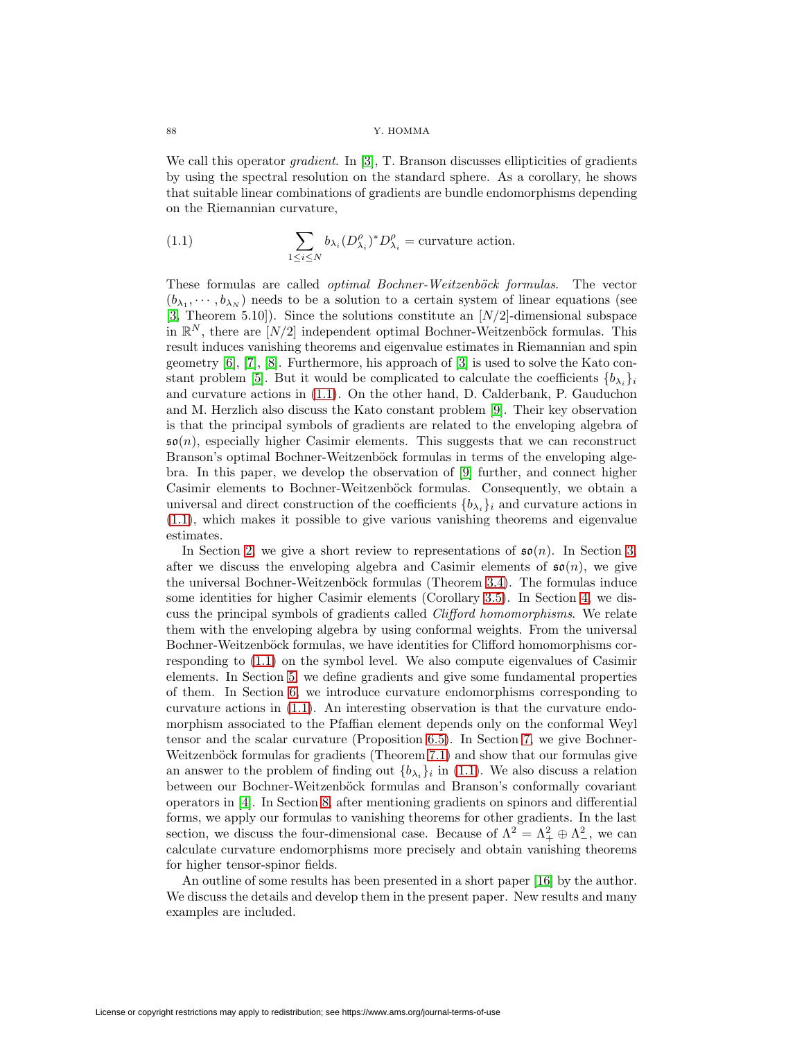We call this operator *gradient*. In [3], T. Branson discusses ellipticities of gradients by using the spectral resolution on the standard sphere. As a corollary, he shows that suitable linear combinations of gradients are bundle endomorphisms depending on the Riemannian curvature,

$$\sum_{1\leq i\leq N} b_{\lambda_i}(D^{\rho}_{\lambda_i})^* D^{\rho}_{\lambda_i} = \text{curvature action.} \tag{1.1}$$

These formulas are called *optimal Bochner-Weitzenböck formulas*. The vector $(b_{\lambda_1},\cdots,b_{\lambda_N})$ needs to be a solution to a certain system of linear equations (see [3, Theorem 5.10]). Since the solutions constitute an $[N/2]$-dimensional subspace in $\mathbb{R}^N$, there are $[N/2]$ independent optimal Bochner-Weitzenböck formulas. This result induces vanishing theorems and eigenvalue estimates in Riemannian and spin geometry [6], [7], [8]. Furthermore, his approach of [3] is used to solve the Kato constant problem [5]. But it would be complicated to calculate the coefficients $\{b_{\lambda_i}\}_i$ and curvature actions in (1.1). On the other hand, D. Calderbank, P. Gauduchon and M. Herzlich also discuss the Kato constant problem [9]. Their key observation is that the principal symbols of gradients are related to the enveloping algebra of $\mathfrak{so}(n)$, especially higher Casimir elements. This suggests that we can reconstruct Branson's optimal Bochner-Weitzenböck formulas in terms of the enveloping algebra. In this paper, we develop the observation of [9] further, and connect higher Casimir elements to Bochner-Weitzenböck formulas. Consequently, we obtain a universal and direct construction of the coefficients $\{b_{\lambda_i}\}_i$ and curvature actions in (1.1), which makes it possible to give various vanishing theorems and eigenvalue estimates.

In Section 2, we give a short review to representations of $\mathfrak{so}(n)$. In Section 3, after we discuss the enveloping algebra and Casimir elements of $\mathfrak{so}(n)$, we give the universal Bochner-Weitzenböck formulas (Theorem 3.4). The formulas induce some identities for higher Casimir elements (Corollary 3.5). In Section 4, we discuss the principal symbols of gradients called *Clifford homomorphisms*. We relate them with the enveloping algebra by using conformal weights. From the universal Bochner-Weitzenböck formulas, we have identities for Clifford homomorphisms corresponding to (1.1) on the symbol level. We also compute eigenvalues of Casimir elements. In Section 5, we define gradients and give some fundamental properties of them. In Section 6, we introduce curvature endomorphisms corresponding to curvature actions in (1.1). An interesting observation is that the curvature endomorphism associated to the Pfaffian element depends only on the conformal Weyl tensor and the scalar curvature (Proposition 6.5). In Section 7, we give Bochner-Weitzenböck formulas for gradients (Theorem 7.1) and show that our formulas give an answer to the problem of finding out $\{b_{\lambda_i}\}_i$ in (1.1). We also discuss a relation between our Bochner-Weitzenböck formulas and Branson's conformally covariant operators in [4]. In Section 8, after mentioning gradients on spinors and differential forms, we apply our formulas to vanishing theorems for other gradients. In the last section, we discuss the four-dimensional case. Because of $\Lambda^2 = \Lambda^2_+ \oplus \Lambda^2_-$, we can calculate curvature endomorphisms more precisely and obtain vanishing theorems for higher tensor-spinor fields.

An outline of some results has been presented in a short paper [16] by the author. We discuss the details and develop them in the present paper. New results and many examples are included.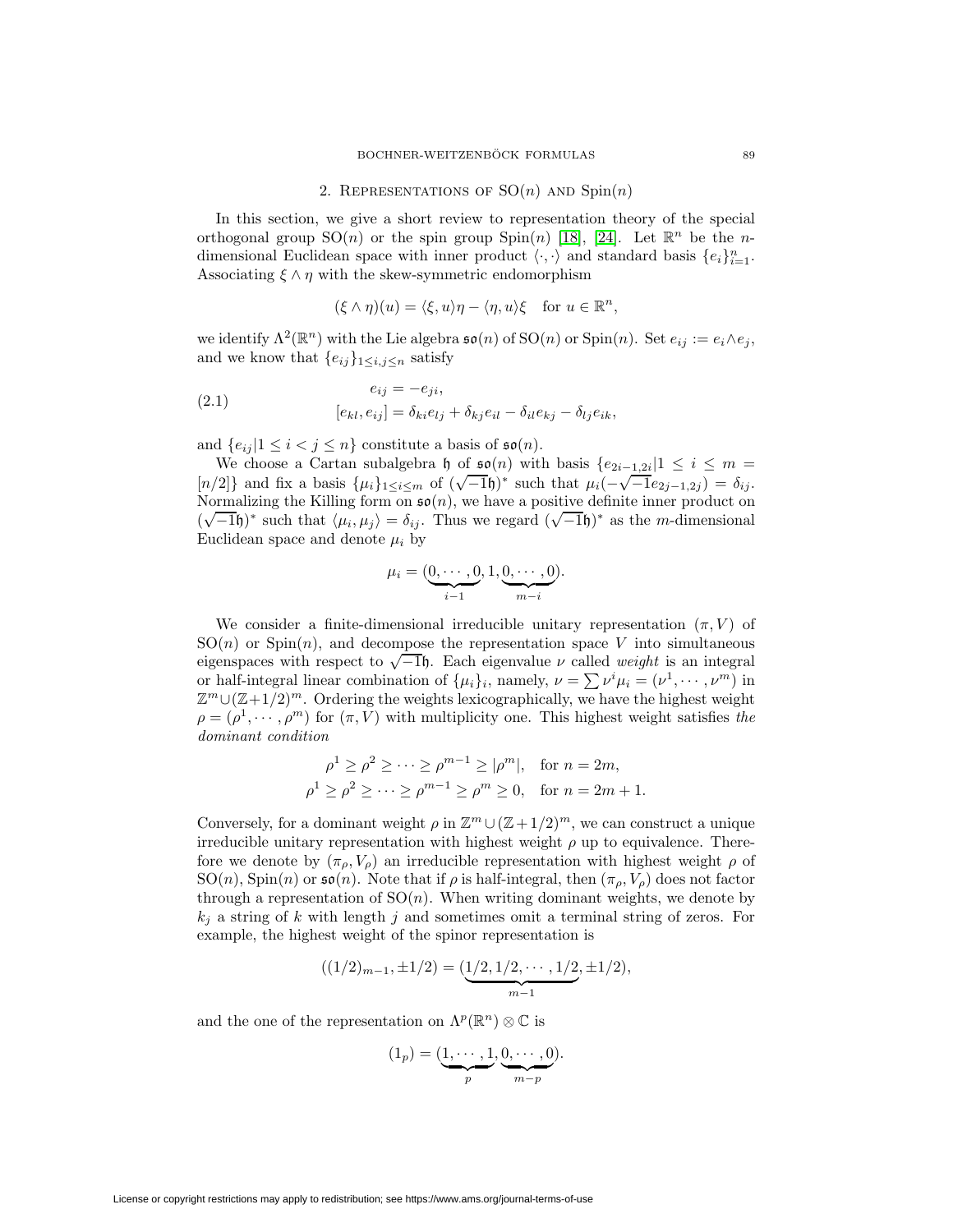## 2. Representations of $\mathrm{SO}(n)$ and $\mathrm{Spin}(n)$

In this section, we give a short review to representation theory of the special orthogonal group $\mathrm{SO}(n)$ or the spin group $\mathrm{Spin}(n)$ [18], [24]. Let $\mathbb{R}^n$ be the $n$-dimensional Euclidean space with inner product $\langle \cdot, \cdot \rangle$ and standard basis $\{e_i\}_{i=1}^n$. Associating $\xi \wedge \eta$ with the skew-symmetric endomorphism

$$(\xi \wedge \eta)(u) = \langle \xi, u \rangle \eta - \langle \eta, u \rangle \xi \quad \text{for } u \in \mathbb{R}^n,$$

we identify $\Lambda^2(\mathbb{R}^n)$ with the Lie algebra $\mathfrak{so}(n)$ of $\mathrm{SO}(n)$ or $\mathrm{Spin}(n)$. Set $e_{ij} := e_i \wedge e_j$, and we know that $\{e_{ij}\}_{1 \leq i,j \leq n}$ satisfy

$$\begin{aligned} e_{ij} &= -e_{ji}, \\ [e_{kl}, e_{ij}] &= \delta_{ki} e_{lj} + \delta_{kj} e_{il} - \delta_{il} e_{kj} - \delta_{lj} e_{ik}, \end{aligned} \tag{2.1}$$

and $\{e_{ij} | 1 \leq i < j \leq n\}$ constitute a basis of $\mathfrak{so}(n)$.

We choose a Cartan subalgebra $\mathfrak{h}$ of $\mathfrak{so}(n)$ with basis $\{e_{2i-1,2i} | 1 \leq i \leq m = [n/2]\}$ and fix a basis $\{\mu_i\}_{1 \leq i \leq m}$ of $(\sqrt{-1}\mathfrak{h})^*$ such that $\mu_i(-\sqrt{-1}e_{2j-1,2j}) = \delta_{ij}$. Normalizing the Killing form on $\mathfrak{so}(n)$, we have a positive definite inner product on $(\sqrt{-1}\mathfrak{h})^*$ such that $\langle \mu_i, \mu_j \rangle = \delta_{ij}$. Thus we regard $(\sqrt{-1}\mathfrak{h})^*$ as the $m$-dimensional Euclidean space and denote $\mu_i$ by

$$\mu_i = (\underbrace{0, \cdots, 0}_{i-1}, 1, \underbrace{0, \cdots, 0}_{m-i}).$$

We consider a finite-dimensional irreducible unitary representation $(\pi, V)$ of $\mathrm{SO}(n)$ or $\mathrm{Spin}(n)$, and decompose the representation space $V$ into simultaneous eigenspaces with respect to $\sqrt{-1}\mathfrak{h}$. Each eigenvalue $\nu$ called *weight* is an integral or half-integral linear combination of $\{\mu_i\}_i$, namely, $\nu = \sum \nu^i \mu_i = (\nu^1, \cdots, \nu^m)$ in $\mathbb{Z}^m \cup (\mathbb{Z}+1/2)^m$. Ordering the weights lexicographically, we have the highest weight $\rho = (\rho^1, \cdots, \rho^m)$ for $(\pi, V)$ with multiplicity one. This highest weight satisfies *the dominant condition*

$$\begin{aligned} \rho^1 \geq \rho^2 \geq \cdots \geq \rho^{m-1} \geq |\rho^m|, &\quad \text{for } n = 2m, \\ \rho^1 \geq \rho^2 \geq \cdots \geq \rho^{m-1} \geq \rho^m \geq 0, &\quad \text{for } n = 2m+1. \end{aligned}$$

Conversely, for a dominant weight $\rho$ in $\mathbb{Z}^m \cup (\mathbb{Z}+1/2)^m$, we can construct a unique irreducible unitary representation with highest weight $\rho$ up to equivalence. Therefore we denote by $(\pi_\rho, V_\rho)$ an irreducible representation with highest weight $\rho$ of $\mathrm{SO}(n)$, $\mathrm{Spin}(n)$ or $\mathfrak{so}(n)$. Note that if $\rho$ is half-integral, then $(\pi_\rho, V_\rho)$ does not factor through a representation of $\mathrm{SO}(n)$. When writing dominant weights, we denote by $k_j$ a string of $k$ with length $j$ and sometimes omit a terminal string of zeros. For example, the highest weight of the spinor representation is

$$((1/2)_{m-1}, \pm 1/2) = (\underbrace{1/2, 1/2, \cdots, 1/2}_{m-1}, \pm 1/2),$$

and the one of the representation on $\Lambda^p(\mathbb{R}^n) \otimes \mathbb{C}$ is

$$(1_p) = (\underbrace{1, \cdots, 1}_{p}, \underbrace{0, \cdots, 0}_{m-p}).$$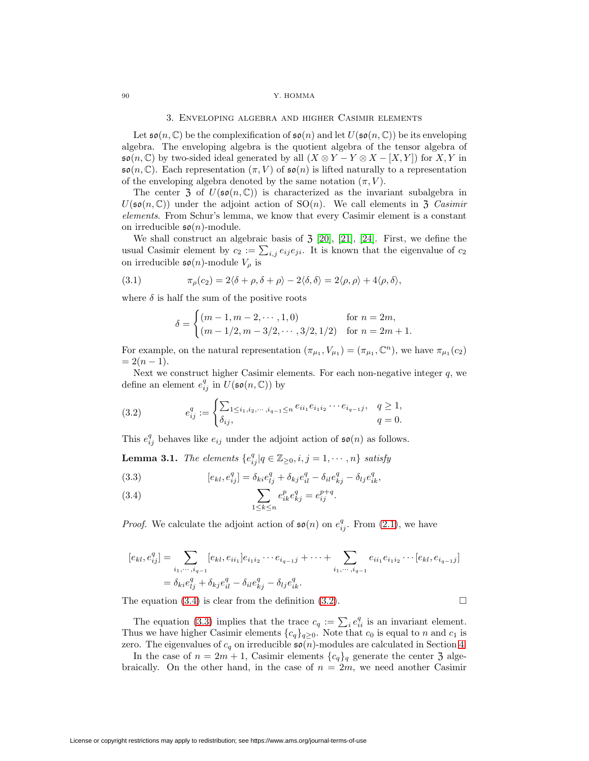## 3. Enveloping algebra and higher Casimir elements

Let $\mathfrak{so}(n, \mathbb{C})$ be the complexification of $\mathfrak{so}(n)$ and let $U(\mathfrak{so}(n, \mathbb{C}))$ be its enveloping algebra. The enveloping algebra is the quotient algebra of the tensor algebra of $\mathfrak{so}(n, \mathbb{C})$ by two-sided ideal generated by all $(X \otimes Y - Y \otimes X - [X, Y])$ for $X, Y$ in $\mathfrak{so}(n, \mathbb{C})$. Each representation $(\pi, V)$ of $\mathfrak{so}(n)$ is lifted naturally to a representation of the enveloping algebra denoted by the same notation $(\pi, V)$.

The center $\mathfrak{Z}$ of $U(\mathfrak{so}(n, \mathbb{C}))$ is characterized as the invariant subalgebra in $U(\mathfrak{so}(n, \mathbb{C}))$ under the adjoint action of $\mathrm{SO}(n)$. We call elements in $\mathfrak{Z}$ *Casimir elements*. From Schur's lemma, we know that every Casimir element is a constant on irreducible $\mathfrak{so}(n)$-module.

We shall construct an algebraic basis of $\mathfrak{Z}$ [20], [21], [24]. First, we define the usual Casimir element by $c_2 := \sum_{i,j} e_{ij} e_{ji}$. It is known that the eigenvalue of $c_2$ on irreducible $\mathfrak{so}(n)$-module $V_\rho$ is

$$\pi_\rho(c_2) = 2\langle \delta + \rho, \delta + \rho \rangle - 2\langle \delta, \delta \rangle = 2\langle \rho, \rho \rangle + 4\langle \rho, \delta \rangle, \tag{3.1}$$

where $\delta$ is half the sum of the positive roots

$$\delta = \begin{cases} (m-1, m-2, \cdots, 1, 0) & \text{for } n = 2m, \\ (m - 1/2, m - 3/2, \cdots, 3/2, 1/2) & \text{for } n = 2m+1. \end{cases}$$

For example, on the natural representation $(\pi_{\mu_1}, V_{\mu_1}) = (\pi_{\mu_1}, \mathbb{C}^n)$, we have $\pi_{\mu_1}(c_2) = 2(n-1)$.

Next we construct higher Casimir elements. For each non-negative integer $q$, we define an element $e^q_{ij}$ in $U(\mathfrak{so}(n, \mathbb{C}))$ by

$$e^q_{ij} := \begin{cases} \sum_{1 \le i_1, i_2, \cdots, i_{q-1} \le n} e_{ii_1} e_{i_1 i_2} \cdots e_{i_{q-1} j}, & q \ge 1, \\ \delta_{ij}, & q = 0. \end{cases} \tag{3.2}$$

This $e^q_{ij}$ behaves like $e_{ij}$ under the adjoint action of $\mathfrak{so}(n)$ as follows.

**Lemma 3.1.** *The elements $\{e^q_{ij} | q \in \mathbb{Z}_{\ge 0}, i, j = 1, \cdots, n\}$ satisfy*

$$[e_{kl}, e^q_{ij}] = \delta_{ki} e^q_{lj} + \delta_{kj} e^q_{il} - \delta_{il} e^q_{kj} - \delta_{lj} e^q_{ik}, \tag{3.3}$$

$$\sum_{1 \le k \le n} e^p_{ik} e^q_{kj} = e^{p+q}_{ij}. \tag{3.4}$$

*Proof.* We calculate the adjoint action of $\mathfrak{so}(n)$ on $e^q_{ij}$. From (2.1), we have

$$\begin{aligned} [e_{kl}, e^q_{ij}] &= \sum_{i_1, \cdots, i_{q-1}} [e_{kl}, e_{ii_1}] e_{i_1 i_2} \cdots e_{i_{q-1} j} + \cdots + \sum_{i_1, \cdots, i_{q-1}} e_{ii_1} e_{i_1 i_2} \cdots [e_{kl}, e_{i_{q-1} j}] \\ &= \delta_{ki} e^q_{lj} + \delta_{kj} e^q_{il} - \delta_{il} e^q_{kj} - \delta_{lj} e^q_{ik}. \end{aligned}$$

The equation (3.4) is clear from the definition (3.2). □

The equation (3.3) implies that the trace $c_q := \sum_i e^q_{ii}$ is an invariant element. Thus we have higher Casimir elements $\{c_q\}_{q \ge 0}$. Note that $c_0$ is equal to $n$ and $c_1$ is zero. The eigenvalues of $c_q$ on irreducible $\mathfrak{so}(n)$-modules are calculated in Section 4.

In the case of $n = 2m+1$, Casimir elements $\{c_q\}_q$ generate the center $\mathfrak{Z}$ algebraically. On the other hand, in the case of $n = 2m$, we need another Casimir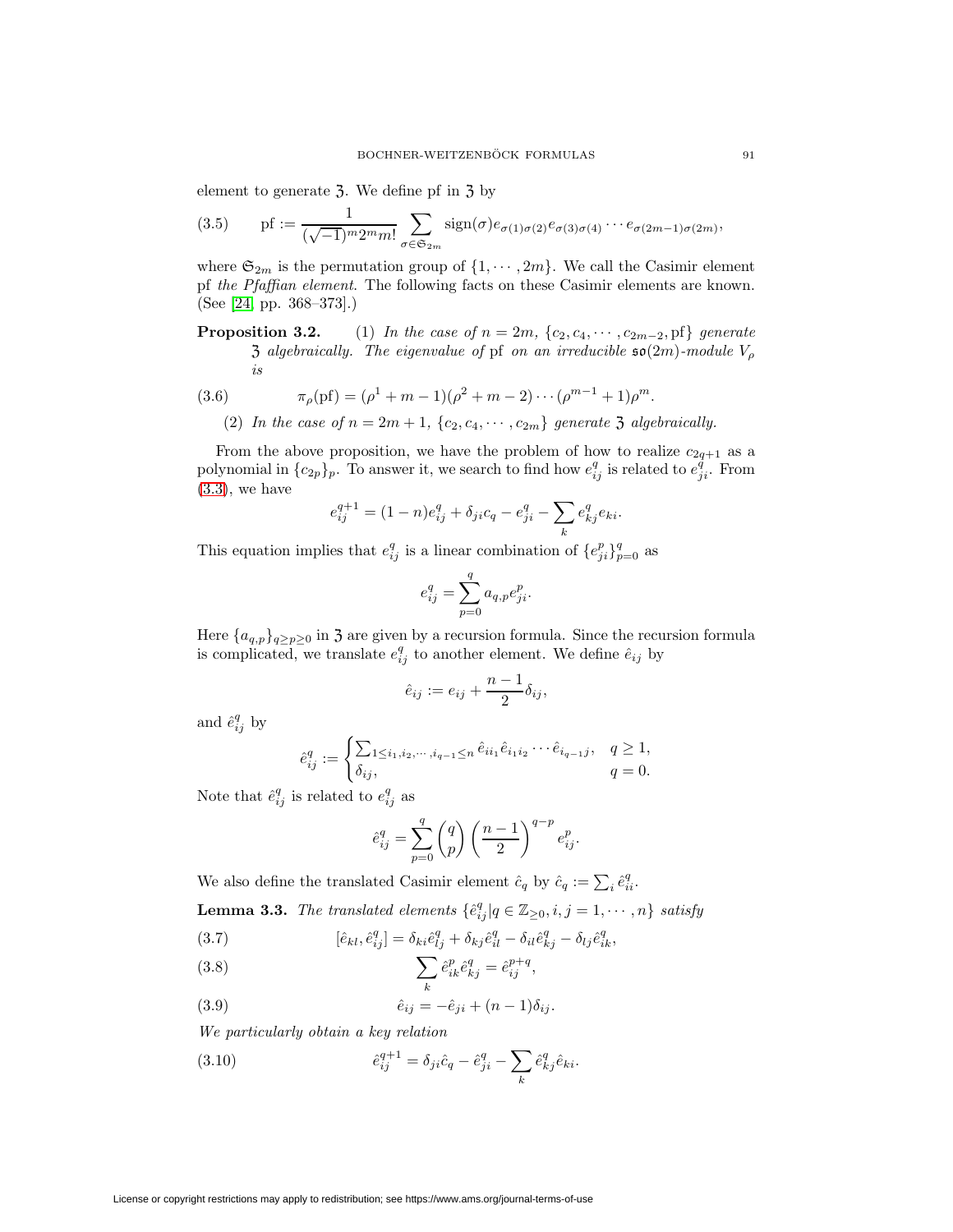element to generate $\mathfrak{Z}$. We define pf in $\mathfrak{Z}$ by

$$\text{pf} := \frac{1}{(\sqrt{-1})^m 2^m m!} \sum_{\sigma \in \mathfrak{S}_{2m}} \operatorname{sign}(\sigma) e_{\sigma(1)\sigma(2)} e_{\sigma(3)\sigma(4)} \cdots e_{\sigma(2m-1)\sigma(2m)}, \tag{3.5}$$

where $\mathfrak{S}_{2m}$ is the permutation group of $\{1, \cdots, 2m\}$. We call the Casimir element pf *the Pfaffian element*. The following facts on these Casimir elements are known. (See [24, pp. 368–373].)

**Proposition 3.2.** (1) *In the case of $n = 2m$, $\{c_2, c_4, \cdots, c_{2m-2}, \text{pf}\}$ generate $\mathfrak{Z}$ algebraically. The eigenvalue of* pf *on an irreducible $\mathfrak{so}(2m)$-module $V_\rho$ is*

$$\pi_\rho(\text{pf}) = (\rho^1 + m - 1)(\rho^2 + m - 2) \cdots (\rho^{m-1} + 1)\rho^m. \tag{3.6}$$

(2) *In the case of $n = 2m + 1$, $\{c_2, c_4, \cdots, c_{2m}\}$ generate $\mathfrak{Z}$ algebraically.*

From the above proposition, we have the problem of how to realize $c_{2q+1}$ as a polynomial in $\{c_{2p}\}_p$. To answer it, we search to find how $e^q_{ij}$ is related to $e^q_{ji}$. From (3.3), we have

$$e^{q+1}_{ij} = (1 - n)e^q_{ij} + \delta_{ji} c_q - e^q_{ji} - \sum_k e^q_{kj} e_{ki}.$$

This equation implies that $e^q_{ij}$ is a linear combination of $\{e^p_{ji}\}^q_{p=0}$ as

$$e^q_{ij} = \sum_{p=0}^{q} a_{q,p} e^p_{ji}.$$

Here $\{a_{q,p}\}_{q \geq p \geq 0}$ in $\mathfrak{Z}$ are given by a recursion formula. Since the recursion formula is complicated, we translate $e^q_{ij}$ to another element. We define $\hat{e}_{ij}$ by

$$\hat{e}_{ij} := e_{ij} + \frac{n-1}{2}\delta_{ij},$$

and $\hat{e}^q_{ij}$ by

$$\hat{e}^q_{ij} := \begin{cases} \sum_{1 \leq i_1, i_2, \cdots, i_{q-1} \leq n} \hat{e}_{ii_1} \hat{e}_{i_1 i_2} \cdots \hat{e}_{i_{q-1} j}, & q \geq 1, \\ \delta_{ij}, & q = 0. \end{cases}$$

Note that $\hat{e}^q_{ij}$ is related to $e^q_{ij}$ as

$$\hat{e}^q_{ij} = \sum_{p=0}^{q} \binom{q}{p} \left(\frac{n-1}{2}\right)^{q-p} e^p_{ij}.$$

We also define the translated Casimir element $\hat{c}_q$ by $\hat{c}_q := \sum_i \hat{e}^q_{ii}$.

**Lemma 3.3.** *The translated elements $\{\hat{e}^q_{ij} | q \in \mathbb{Z}_{\geq 0}, i, j = 1, \cdots, n\}$ satisfy*

$$[\hat{e}_{kl}, \hat{e}^q_{ij}] = \delta_{ki}\hat{e}^q_{lj} + \delta_{kj}\hat{e}^q_{il} - \delta_{il}\hat{e}^q_{kj} - \delta_{lj}\hat{e}^q_{ik}, \tag{3.7}$$

$$\sum_k \hat{e}^p_{ik} \hat{e}^q_{kj} = \hat{e}^{p+q}_{ij}, \tag{3.8}$$

$$\hat{e}_{ij} = -\hat{e}_{ji} + (n-1)\delta_{ij}. \tag{3.9}$$

*We particularly obtain a key relation*

$$\hat{e}^{q+1}_{ij} = \delta_{ji}\hat{c}_q - \hat{e}^q_{ji} - \sum_k \hat{e}^q_{kj} \hat{e}_{ki}. \tag{3.10}$$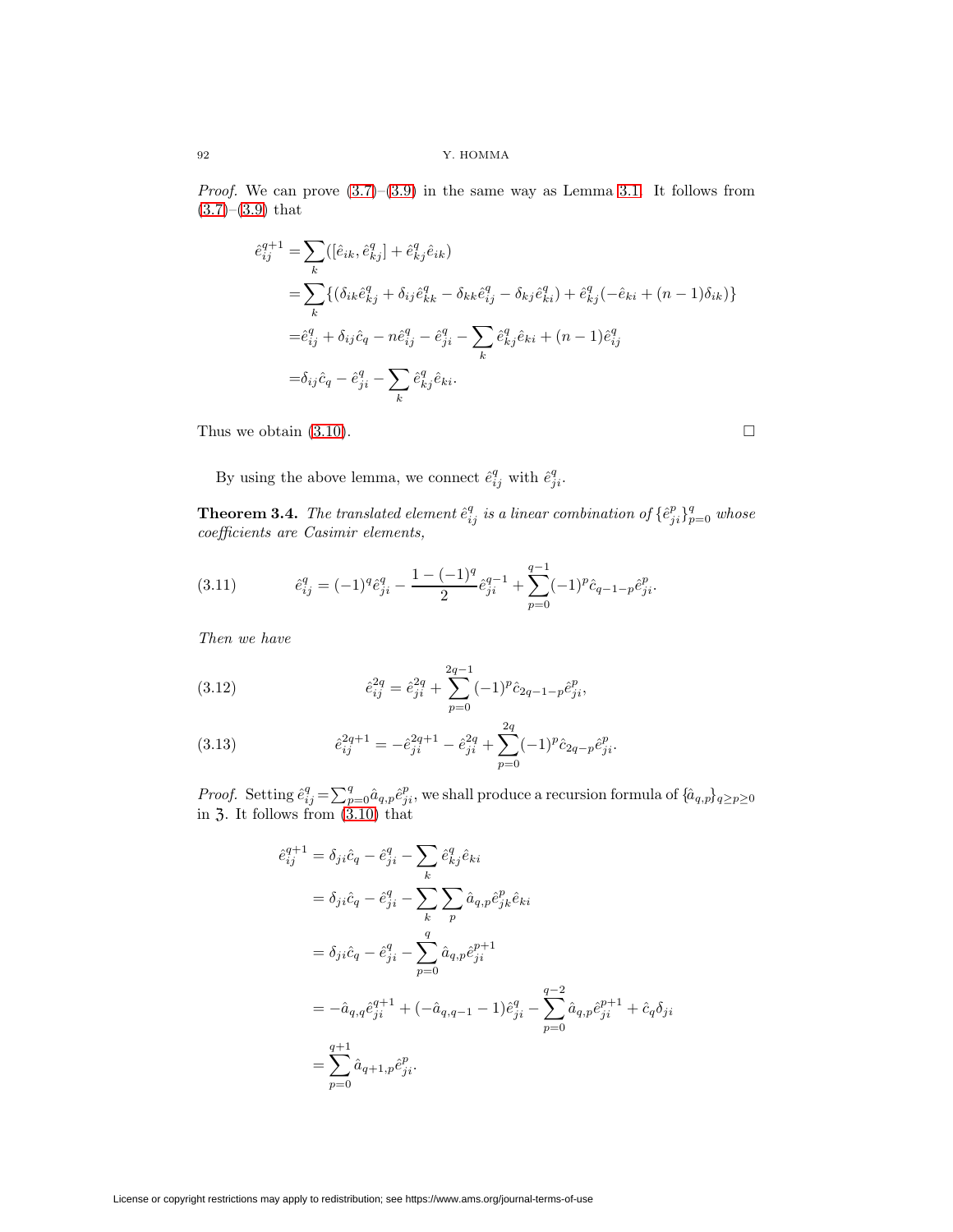*Proof.* We can prove (3.7)–(3.9) in the same way as Lemma 3.1. It follows from (3.7)–(3.9) that

$$
\begin{aligned}
\hat{e}_{ij}^{q+1} &= \sum_k ([\hat{e}_{ik}, \hat{e}_{kj}^q] + \hat{e}_{kj}^q \hat{e}_{ik}) \\
&= \sum_k \{(\delta_{ik}\hat{e}_{kj}^q + \delta_{ij}\hat{e}_{kk}^q - \delta_{kk}\hat{e}_{ij}^q - \delta_{kj}\hat{e}_{ki}^q) + \hat{e}_{kj}^q(-\hat{e}_{ki} + (n-1)\delta_{ik})\} \\
&= \hat{e}_{ij}^q + \delta_{ij}\hat{c}_q - n\hat{e}_{ij}^q - \hat{e}_{ji}^q - \sum_k \hat{e}_{kj}^q \hat{e}_{ki} + (n-1)\hat{e}_{ij}^q \\
&= \delta_{ij}\hat{c}_q - \hat{e}_{ji}^q - \sum_k \hat{e}_{kj}^q \hat{e}_{ki}.
\end{aligned}
$$

Thus we obtain (3.10). $\square$

By using the above lemma, we connect $\hat{e}_{ij}^q$ with $\hat{e}_{ji}^q$.

**Theorem 3.4.** *The translated element $\hat{e}_{ij}^q$ is a linear combination of $\{\hat{e}_{ji}^p\}_{p=0}^q$ whose coefficients are Casimir elements,*

$$
\hat{e}_{ij}^q = (-1)^q \hat{e}_{ji}^q - \frac{1-(-1)^q}{2}\hat{e}_{ji}^{q-1} + \sum_{p=0}^{q-1} (-1)^p \hat{c}_{q-1-p}\hat{e}_{ji}^p. \tag{3.11}
$$

*Then we have*

$$
\hat{e}_{ij}^{2q} = \hat{e}_{ji}^{2q} + \sum_{p=0}^{2q-1} (-1)^p \hat{c}_{2q-1-p}\hat{e}_{ji}^p, \tag{3.12}
$$

$$
\hat{e}_{ij}^{2q+1} = -\hat{e}_{ji}^{2q+1} - \hat{e}_{ji}^{2q} + \sum_{p=0}^{2q} (-1)^p \hat{c}_{2q-p}\hat{e}_{ji}^p. \tag{3.13}
$$

*Proof.* Setting $\hat{e}_{ij}^q = \sum_{p=0}^q \hat{a}_{q,p}\hat{e}_{ji}^p$, we shall produce a recursion formula of $\{\hat{a}_{q,p}\}_{q \geq p \geq 0}$ in $\mathfrak{Z}$. It follows from (3.10) that

$$
\begin{aligned}
\hat{e}_{ij}^{q+1} &= \delta_{ji}\hat{c}_q - \hat{e}_{ji}^q - \sum_k \hat{e}_{kj}^q \hat{e}_{ki} \\
&= \delta_{ji}\hat{c}_q - \hat{e}_{ji}^q - \sum_k \sum_p \hat{a}_{q,p}\hat{e}_{jk}^p \hat{e}_{ki} \\
&= \delta_{ji}\hat{c}_q - \hat{e}_{ji}^q - \sum_{p=0}^q \hat{a}_{q,p}\hat{e}_{ji}^{p+1} \\
&= -\hat{a}_{q,q}\hat{e}_{ji}^{q+1} + (-\hat{a}_{q,q-1} - 1)\hat{e}_{ji}^q - \sum_{p=0}^{q-2} \hat{a}_{q,p}\hat{e}_{ji}^{p+1} + \hat{c}_q\delta_{ji} \\
&= \sum_{p=0}^{q+1} \hat{a}_{q+1,p}\hat{e}_{ji}^p.
\end{aligned}
$$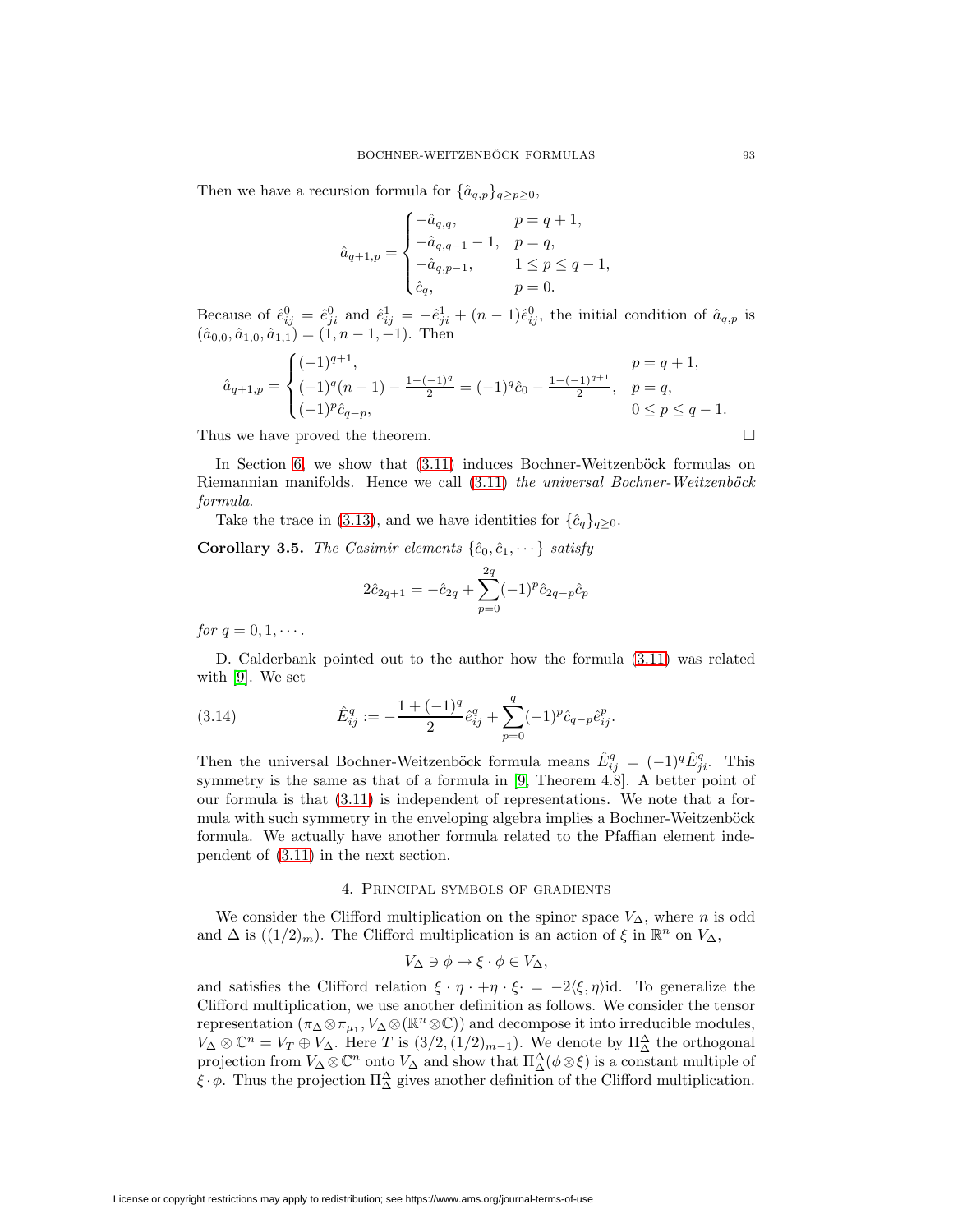Then we have a recursion formula for $\{\hat{a}_{q,p}\}_{q \geq p \geq 0}$,

$$\hat{a}_{q+1,p} = \begin{cases} -\hat{a}_{q,q}, & p = q+1, \\ -\hat{a}_{q,q-1} - 1, & p = q, \\ -\hat{a}_{q,p-1}, & 1 \leq p \leq q-1, \\ \hat{c}_q, & p = 0. \end{cases}$$

Because of $\hat{e}^0_{ij} = \hat{e}^0_{ji}$ and $\hat{e}^1_{ij} = -\hat{e}^1_{ji} + (n-1)\hat{e}^0_{ij}$, the initial condition of $\hat{a}_{q,p}$ is $(\hat{a}_{0,0}, \hat{a}_{1,0}, \hat{a}_{1,1}) = (1, n-1, -1)$. Then

$$\hat{a}_{q+1,p} = \begin{cases} (-1)^{q+1}, & p = q+1, \\ (-1)^q(n-1) - \frac{1-(-1)^q}{2} = (-1)^q \hat{c}_0 - \frac{1-(-1)^{q+1}}{2}, & p = q, \\ (-1)^p \hat{c}_{q-p}, & 0 \leq p \leq q-1. \end{cases}$$

Thus we have proved the theorem. □

In Section 6, we show that (3.11) induces Bochner-Weitzenböck formulas on Riemannian manifolds. Hence we call (3.11) *the universal Bochner-Weitzenböck formula*.

Take the trace in (3.13), and we have identities for $\{\hat{c}_q\}_{q \geq 0}$.

**Corollary 3.5.** *The Casimir elements $\{\hat{c}_0, \hat{c}_1, \cdots\}$ satisfy*

$$2\hat{c}_{2q+1} = -\hat{c}_{2q} + \sum_{p=0}^{2q} (-1)^p \hat{c}_{2q-p}\hat{c}_p$$

*for $q = 0, 1, \cdots$.*

D. Calderbank pointed out to the author how the formula (3.11) was related with [9]. We set

$$\hat{E}^q_{ij} := -\frac{1+(-1)^q}{2}\hat{e}^q_{ij} + \sum_{p=0}^{q} (-1)^p \hat{c}_{q-p}\hat{e}^p_{ij}. \tag{3.14}$$

Then the universal Bochner-Weitzenböck formula means $\hat{E}^q_{ij} = (-1)^q \hat{E}^q_{ji}$. This symmetry is the same as that of a formula in [9, Theorem 4.8]. A better point of our formula is that (3.11) is independent of representations. We note that a formula with such symmetry in the enveloping algebra implies a Bochner-Weitzenböck formula. We actually have another formula related to the Pfaffian element independent of (3.11) in the next section.

## 4. Principal symbols of gradients

We consider the Clifford multiplication on the spinor space $V_\Delta$, where $n$ is odd and $\Delta$ is $((1/2)_m)$. The Clifford multiplication is an action of $\xi$ in $\mathbb{R}^n$ on $V_\Delta$,

$$V_\Delta \ni \phi \mapsto \xi \cdot \phi \in V_\Delta,$$

and satisfies the Clifford relation $\xi \cdot \eta \cdot + \eta \cdot \xi \cdot = -2\langle \xi, \eta \rangle \mathrm{id}$. To generalize the Clifford multiplication, we use another definition as follows. We consider the tensor representation $(\pi_\Delta \otimes \pi_{\mu_1}, V_\Delta \otimes (\mathbb{R}^n \otimes \mathbb{C}))$ and decompose it into irreducible modules, $V_\Delta \otimes \mathbb{C}^n = V_T \oplus V_\Delta$. Here $T$ is $(3/2, (1/2)_{m-1})$. We denote by $\Pi^\Delta_\Delta$ the orthogonal projection from $V_\Delta \otimes \mathbb{C}^n$ onto $V_\Delta$ and show that $\Pi^\Delta_\Delta(\phi \otimes \xi)$ is a constant multiple of $\xi \cdot \phi$. Thus the projection $\Pi^\Delta_\Delta$ gives another definition of the Clifford multiplication.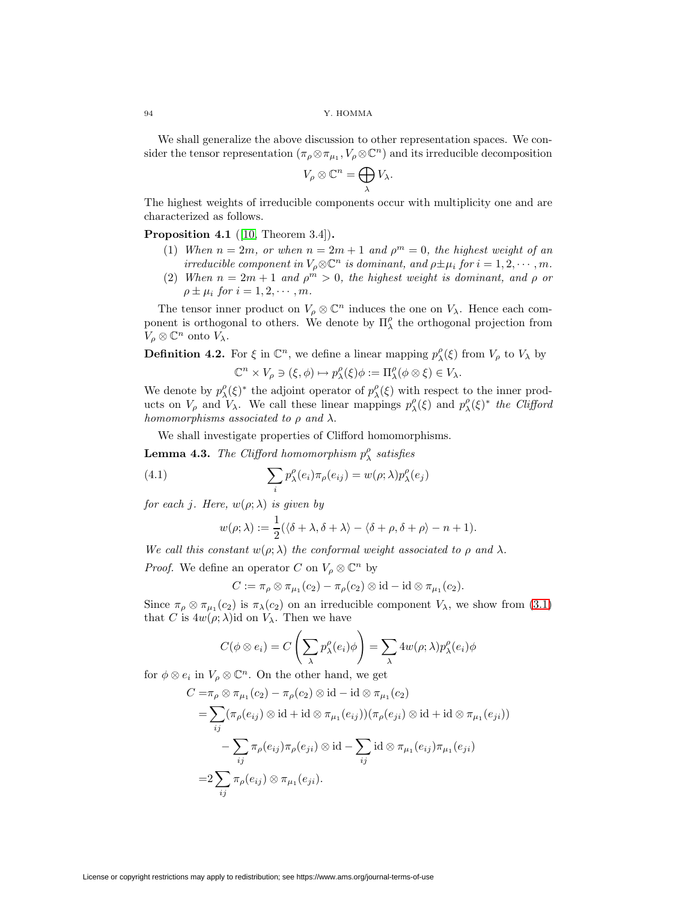We shall generalize the above discussion to other representation spaces. We consider the tensor representation $(\pi_\rho \otimes \pi_{\mu_1}, V_\rho \otimes \mathbb{C}^n)$ and its irreducible decomposition

$$V_\rho \otimes \mathbb{C}^n = \bigoplus_\lambda V_\lambda.$$

The highest weights of irreducible components occur with multiplicity one and are characterized as follows.

**Proposition 4.1** ([10, Theorem 3.4])**.**

1. *When $n = 2m$, or when $n = 2m+1$ and $\rho^m = 0$, the highest weight of an irreducible component in $V_\rho \otimes \mathbb{C}^n$ is dominant, and $\rho \pm \mu_i$ for $i = 1, 2, \cdots, m$.*
2. *When $n = 2m+1$ and $\rho^m > 0$, the highest weight is dominant, and $\rho$ or $\rho \pm \mu_i$ for $i = 1, 2, \cdots, m$.*

The tensor inner product on $V_\rho \otimes \mathbb{C}^n$ induces the one on $V_\lambda$. Hence each component is orthogonal to others. We denote by $\Pi^\rho_\lambda$ the orthogonal projection from $V_\rho \otimes \mathbb{C}^n$ onto $V_\lambda$.

**Definition 4.2.** For $\xi$ in $\mathbb{C}^n$, we define a linear mapping $p^\rho_\lambda(\xi)$ from $V_\rho$ to $V_\lambda$ by

$$\mathbb{C}^n \times V_\rho \ni (\xi, \phi) \mapsto p^\rho_\lambda(\xi)\phi := \Pi^\rho_\lambda(\phi \otimes \xi) \in V_\lambda.$$

We denote by $p^\rho_\lambda(\xi)^*$ the adjoint operator of $p^\rho_\lambda(\xi)$ with respect to the inner products on $V_\rho$ and $V_\lambda$. We call these linear mappings $p^\rho_\lambda(\xi)$ and $p^\rho_\lambda(\xi)^*$ *the Clifford homomorphisms associated to $\rho$ and $\lambda$.*

We shall investigate properties of Clifford homomorphisms.

**Lemma 4.3.** *The Clifford homomorphism $p^\rho_\lambda$ satisfies*

$$\sum_i p^\rho_\lambda(e_i)\pi_\rho(e_{ij}) = w(\rho;\lambda) p^\rho_\lambda(e_j) \tag{4.1}$$

*for each $j$. Here, $w(\rho;\lambda)$ is given by*

$$w(\rho;\lambda) := \frac{1}{2}(\langle \delta+\lambda, \delta+\lambda\rangle - \langle \delta+\rho, \delta+\rho\rangle - n + 1).$$

*We call this constant $w(\rho;\lambda)$ the conformal weight associated to $\rho$ and $\lambda$.*

*Proof.* We define an operator $C$ on $V_\rho \otimes \mathbb{C}^n$ by

$$C := \pi_\rho \otimes \pi_{\mu_1}(c_2) - \pi_\rho(c_2) \otimes \mathrm{id} - \mathrm{id} \otimes \pi_{\mu_1}(c_2).$$

Since $\pi_\rho \otimes \pi_{\mu_1}(c_2)$ is $\pi_\lambda(c_2)$ on an irreducible component $V_\lambda$, we show from (3.1) that $C$ is $4w(\rho;\lambda)\mathrm{id}$ on $V_\lambda$. Then we have

$$C(\phi \otimes e_i) = C\left(\sum_\lambda p^\rho_\lambda(e_i)\phi\right) = \sum_\lambda 4w(\rho;\lambda) p^\rho_\lambda(e_i)\phi$$

for $\phi \otimes e_i$ in $V_\rho \otimes \mathbb{C}^n$. On the other hand, we get

$$\begin{aligned}
C =& \pi_\rho \otimes \pi_{\mu_1}(c_2) - \pi_\rho(c_2) \otimes \mathrm{id} - \mathrm{id} \otimes \pi_{\mu_1}(c_2) \\
=& \sum_{ij} (\pi_\rho(e_{ij}) \otimes \mathrm{id} + \mathrm{id} \otimes \pi_{\mu_1}(e_{ij}))(\pi_\rho(e_{ji}) \otimes \mathrm{id} + \mathrm{id} \otimes \pi_{\mu_1}(e_{ji})) \\
& - \sum_{ij} \pi_\rho(e_{ij})\pi_\rho(e_{ji}) \otimes \mathrm{id} - \sum_{ij} \mathrm{id} \otimes \pi_{\mu_1}(e_{ij})\pi_{\mu_1}(e_{ji}) \\
=& 2\sum_{ij} \pi_\rho(e_{ij}) \otimes \pi_{\mu_1}(e_{ji}).
\end{aligned}$$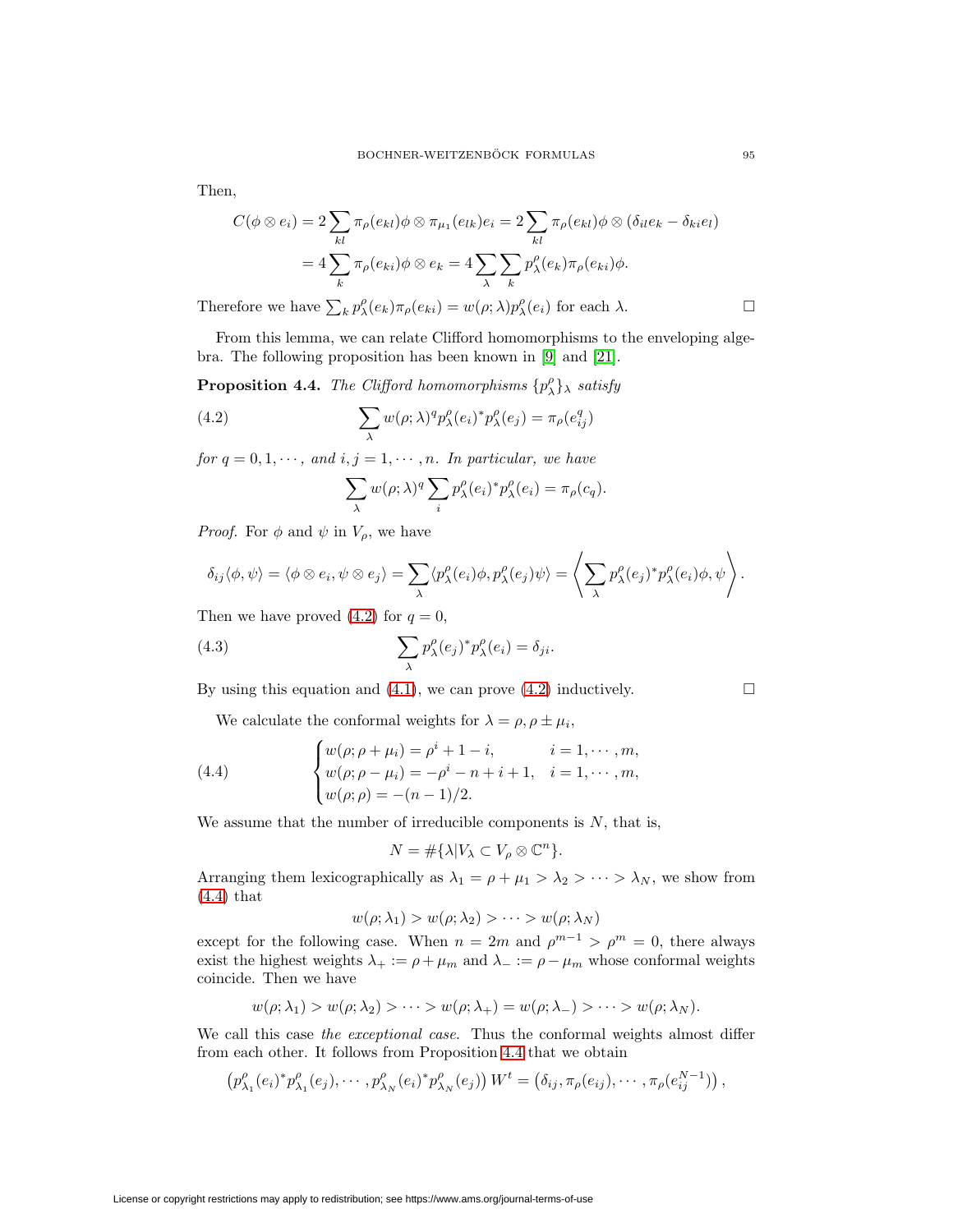Then,

$$C(\phi \otimes e_i) = 2\sum_{kl} \pi_\rho(e_{kl})\phi \otimes \pi_{\mu_1}(e_{lk})e_i = 2\sum_{kl} \pi_\rho(e_{kl})\phi \otimes (\delta_{il}e_k - \delta_{ki}e_l)$$
$$= 4\sum_k \pi_\rho(e_{ki})\phi \otimes e_k = 4\sum_\lambda \sum_k p^\rho_\lambda(e_k)\pi_\rho(e_{ki})\phi.$$

Therefore we have $\sum_k p^\rho_\lambda(e_k)\pi_\rho(e_{ki}) = w(\rho;\lambda)p^\rho_\lambda(e_i)$ for each $\lambda$. □

From this lemma, we can relate Clifford homomorphisms to the enveloping algebra. The following proposition has been known in [9] and [21].

**Proposition 4.4.** *The Clifford homomorphisms $\{p^\rho_\lambda\}_\lambda$ satisfy*

$$\sum_\lambda w(\rho;\lambda)^q p^\rho_\lambda(e_i)^* p^\rho_\lambda(e_j) = \pi_\rho(e^q_{ij}) \tag{4.2}$$

*for $q = 0, 1, \cdots$, and $i, j = 1, \cdots, n$. In particular, we have*

$$\sum_\lambda w(\rho;\lambda)^q \sum_i p^\rho_\lambda(e_i)^* p^\rho_\lambda(e_i) = \pi_\rho(c_q).$$

*Proof.* For $\phi$ and $\psi$ in $V_\rho$, we have

$$\delta_{ij}\langle\phi,\psi\rangle = \langle\phi\otimes e_i, \psi\otimes e_j\rangle = \sum_\lambda \langle p^\rho_\lambda(e_i)\phi, p^\rho_\lambda(e_j)\psi\rangle = \left\langle \sum_\lambda p^\rho_\lambda(e_j)^* p^\rho_\lambda(e_i)\phi, \psi \right\rangle.$$

Then we have proved (4.2) for $q = 0$,

$$\sum_\lambda p^\rho_\lambda(e_j)^* p^\rho_\lambda(e_i) = \delta_{ji}. \tag{4.3}$$

By using this equation and (4.1), we can prove (4.2) inductively. □

We calculate the conformal weights for $\lambda = \rho, \rho \pm \mu_i$,

$$\begin{cases} w(\rho;\rho+\mu_i) = \rho^i + 1 - i, & i = 1,\cdots,m, \\ w(\rho;\rho-\mu_i) = -\rho^i - n + i + 1, & i = 1,\cdots,m, \\ w(\rho;\rho) = -(n-1)/2. \end{cases} \tag{4.4}$$

We assume that the number of irreducible components is $N$, that is,

$$N = \#\{\lambda | V_\lambda \subset V_\rho \otimes \mathbb{C}^n\}.$$

Arranging them lexicographically as $\lambda_1 = \rho + \mu_1 > \lambda_2 > \cdots > \lambda_N$, we show from (4.4) that

$$w(\rho;\lambda_1) > w(\rho;\lambda_2) > \cdots > w(\rho;\lambda_N)$$

except for the following case. When $n = 2m$ and $\rho^{m-1} > \rho^m = 0$, there always exist the highest weights $\lambda_+ := \rho + \mu_m$ and $\lambda_- := \rho - \mu_m$ whose conformal weights coincide. Then we have

$$w(\rho;\lambda_1) > w(\rho;\lambda_2) > \cdots > w(\rho;\lambda_+) = w(\rho;\lambda_-) > \cdots > w(\rho;\lambda_N).$$

We call this case *the exceptional case*. Thus the conformal weights almost differ from each other. It follows from Proposition 4.4 that we obtain

$$\left(p^\rho_{\lambda_1}(e_i)^* p^\rho_{\lambda_1}(e_j), \cdots, p^\rho_{\lambda_N}(e_i)^* p^\rho_{\lambda_N}(e_j)\right) W^t = \left(\delta_{ij}, \pi_\rho(e_{ij}), \cdots, \pi_\rho(e^{N-1}_{ij})\right),$$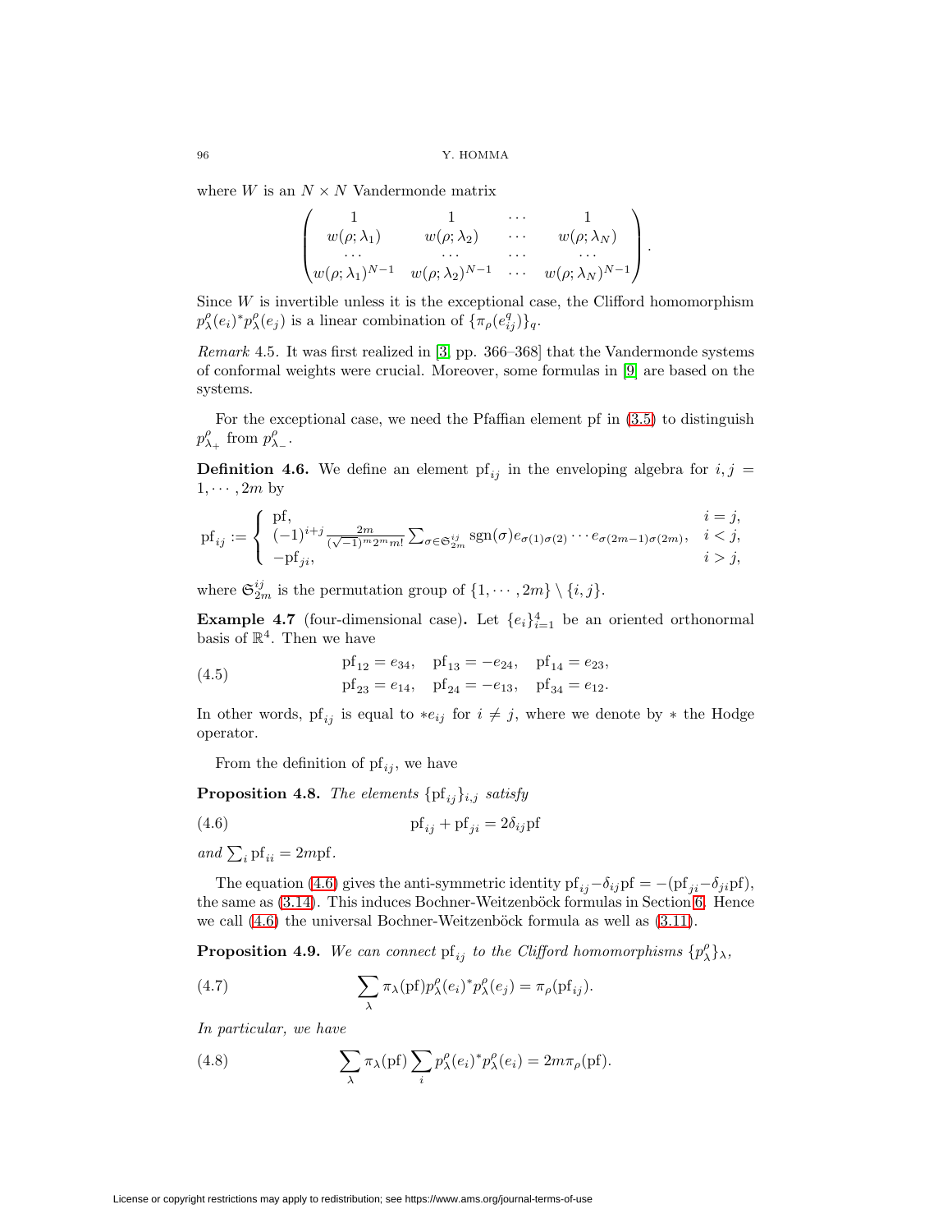where $W$ is an $N \times N$ Vandermonde matrix

$$\begin{pmatrix} 1 & 1 & \cdots & 1 \\ w(\rho;\lambda_1) & w(\rho;\lambda_2) & \cdots & w(\rho;\lambda_N) \\ \cdots & \cdots & \cdots & \cdots \\ w(\rho;\lambda_1)^{N-1} & w(\rho;\lambda_2)^{N-1} & \cdots & w(\rho;\lambda_N)^{N-1} \end{pmatrix}.$$

Since $W$ is invertible unless it is the exceptional case, the Clifford homomorphism $p^\rho_\lambda(e_i)^* p^\rho_\lambda(e_j)$ is a linear combination of $\{\pi_\rho(e^q_{ij})\}_q$.

*Remark* 4.5. It was first realized in [3, pp. 366–368] that the Vandermonde systems of conformal weights were crucial. Moreover, some formulas in [9] are based on the systems.

For the exceptional case, we need the Pfaffian element pf in (3.5) to distinguish $p^\rho_{\lambda_+}$ from $p^\rho_{\lambda_-}$.

**Definition 4.6.** We define an element $\mathrm{pf}_{ij}$ in the enveloping algebra for $i, j = 1, \cdots, 2m$ by

$$\mathrm{pf}_{ij} := \begin{cases} \mathrm{pf}, & i = j, \\ (-1)^{i+j} \frac{2m}{(\sqrt{-1})^m 2^m m!} \sum_{\sigma \in \mathfrak{S}^{ij}_{2m}} \mathrm{sgn}(\sigma) e_{\sigma(1)\sigma(2)} \cdots e_{\sigma(2m-1)\sigma(2m)}, & i < j, \\ -\mathrm{pf}_{ji}, & i > j, \end{cases}$$

where $\mathfrak{S}^{ij}_{2m}$ is the permutation group of $\{1, \cdots, 2m\} \setminus \{i, j\}$.

**Example 4.7** (four-dimensional case)**.** Let $\{e_i\}_{i=1}^4$ be an oriented orthonormal basis of $\mathbb{R}^4$. Then we have

$$\begin{aligned} &\mathrm{pf}_{12} = e_{34}, \quad \mathrm{pf}_{13} = -e_{24}, \quad \mathrm{pf}_{14} = e_{23}, \\ &\mathrm{pf}_{23} = e_{14}, \quad \mathrm{pf}_{24} = -e_{13}, \quad \mathrm{pf}_{34} = e_{12}. \end{aligned} \tag{4.5}$$

In other words, $\mathrm{pf}_{ij}$ is equal to $*e_{ij}$ for $i \neq j$, where we denote by $*$ the Hodge operator.

From the definition of $\mathrm{pf}_{ij}$, we have

**Proposition 4.8.** *The elements $\{\mathrm{pf}_{ij}\}_{i,j}$ satisfy*

$$\mathrm{pf}_{ij} + \mathrm{pf}_{ji} = 2\delta_{ij}\mathrm{pf} \tag{4.6}$$

*and $\sum_i \mathrm{pf}_{ii} = 2m\mathrm{pf}$.*

The equation (4.6) gives the anti-symmetric identity $\mathrm{pf}_{ij} - \delta_{ij}\mathrm{pf} = -(\mathrm{pf}_{ji} - \delta_{ji}\mathrm{pf})$, the same as (3.14). This induces Bochner-Weitzenböck formulas in Section 6. Hence we call (4.6) the universal Bochner-Weitzenböck formula as well as (3.11).

**Proposition 4.9.** *We can connect $\mathrm{pf}_{ij}$ to the Clifford homomorphisms $\{p^\rho_\lambda\}_\lambda$,*

$$\sum_\lambda \pi_\lambda(\mathrm{pf}) p^\rho_\lambda(e_i)^* p^\rho_\lambda(e_j) = \pi_\rho(\mathrm{pf}_{ij}). \tag{4.7}$$

*In particular, we have*

$$\sum_\lambda \pi_\lambda(\mathrm{pf}) \sum_i p^\rho_\lambda(e_i)^* p^\rho_\lambda(e_i) = 2m\pi_\rho(\mathrm{pf}). \tag{4.8}$$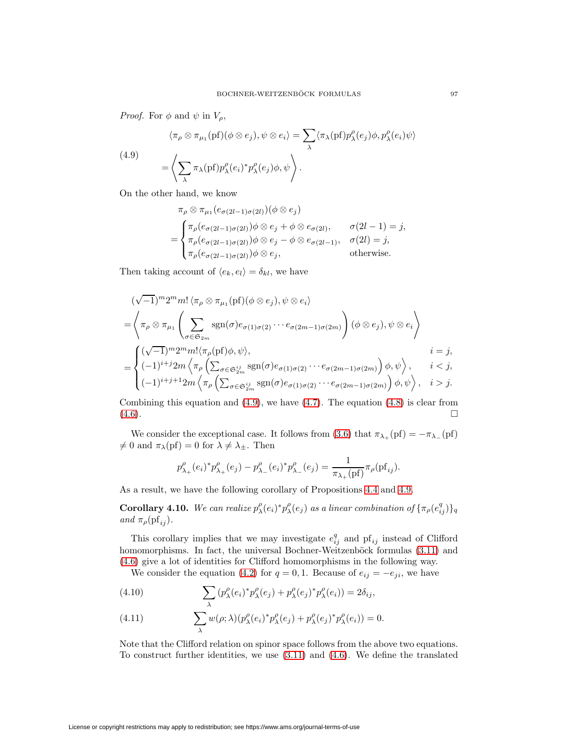*Proof.* For $\phi$ and $\psi$ in $V_\rho$,

$$
\begin{aligned}
\langle \pi_\rho \otimes \pi_{\mu_1}(\mathrm{pf})(\phi \otimes e_j), \psi \otimes e_i \rangle &= \sum_\lambda \langle \pi_\lambda(\mathrm{pf}) p^\rho_\lambda(e_j)\phi, p^\rho_\lambda(e_i)\psi \rangle \\
&= \left\langle \sum_\lambda \pi_\lambda(\mathrm{pf}) p^\rho_\lambda(e_i)^* p^\rho_\lambda(e_j)\phi, \psi \right\rangle .
\end{aligned} \tag{4.9}
$$

On the other hand, we know

$$
\begin{aligned}
&\pi_\rho \otimes \pi_{\mu_1}(e_{\sigma(2l-1)\sigma(2l)})(\phi \otimes e_j) \\
&= \begin{cases} \pi_\rho(e_{\sigma(2l-1)\sigma(2l)})\phi \otimes e_j + \phi \otimes e_{\sigma(2l)}, & \sigma(2l-1) = j, \\ \pi_\rho(e_{\sigma(2l-1)\sigma(2l)})\phi \otimes e_j - \phi \otimes e_{\sigma(2l-1)}, & \sigma(2l) = j, \\ \pi_\rho(e_{\sigma(2l-1)\sigma(2l)})\phi \otimes e_j, & \text{otherwise.} \end{cases}
\end{aligned}
$$

Then taking account of $\langle e_k, e_l \rangle = \delta_{kl}$, we have

$$
\begin{aligned}
&(\sqrt{-1})^m 2^m m! \, \langle \pi_\rho \otimes \pi_{\mu_1}(\mathrm{pf})(\phi \otimes e_j), \psi \otimes e_i \rangle \\
&= \left\langle \pi_\rho \otimes \pi_{\mu_1} \left( \sum_{\sigma \in \mathfrak{S}_{2m}} \mathrm{sgn}(\sigma) e_{\sigma(1)\sigma(2)} \cdots e_{\sigma(2m-1)\sigma(2m)} \right) (\phi \otimes e_j), \psi \otimes e_i \right\rangle \\
&= \begin{cases} (\sqrt{-1})^m 2^m m! \langle \pi_\rho(\mathrm{pf})\phi, \psi \rangle, & i = j, \\ (-1)^{i+j} 2m \left\langle \pi_\rho \left( \sum_{\sigma \in \mathfrak{S}^{ij}_{2m}} \mathrm{sgn}(\sigma) e_{\sigma(1)\sigma(2)} \cdots e_{\sigma(2m-1)\sigma(2m)} \right) \phi, \psi \right\rangle, & i < j, \\ (-1)^{i+j+1} 2m \left\langle \pi_\rho \left( \sum_{\sigma \in \mathfrak{S}^{ij}_{2m}} \mathrm{sgn}(\sigma) e_{\sigma(1)\sigma(2)} \cdots e_{\sigma(2m-1)\sigma(2m)} \right) \phi, \psi \right\rangle, & i > j. \end{cases}
\end{aligned}
$$

Combining this equation and (4.9), we have (4.7). The equation (4.8) is clear from (4.6). $\square$

We consider the exceptional case. It follows from (3.6) that $\pi_{\lambda_+}(\mathrm{pf}) = -\pi_{\lambda_-}(\mathrm{pf}) \neq 0$ and $\pi_\lambda(\mathrm{pf}) = 0$ for $\lambda \neq \lambda_\pm$. Then

$$
p^\rho_{\lambda_+}(e_i)^* p^\rho_{\lambda_+}(e_j) - p^\rho_{\lambda_-}(e_i)^* p^\rho_{\lambda_-}(e_j) = \frac{1}{\pi_{\lambda_+}(\mathrm{pf})} \pi_\rho(\mathrm{pf}_{ij}).
$$

As a result, we have the following corollary of Propositions 4.4 and 4.9.

**Corollary 4.10.** *We can realize $p^\rho_\lambda(e_i)^* p^\rho_\lambda(e_j)$ as a linear combination of $\{\pi_\rho(e^q_{ij})\}_q$ and $\pi_\rho(\mathrm{pf}_{ij})$.*

This corollary implies that we may investigate $e^q_{ij}$ and $\mathrm{pf}_{ij}$ instead of Clifford homomorphisms. In fact, the universal Bochner-Weitzenböck formulas (3.11) and (4.6) give a lot of identities for Clifford homomorphisms in the following way.

We consider the equation (4.2) for $q = 0, 1$. Because of $e_{ij} = -e_{ji}$, we have

$$
\sum_\lambda \left( p^\rho_\lambda(e_i)^* p^\rho_\lambda(e_j) + p^\rho_\lambda(e_j)^* p^\rho_\lambda(e_i) \right) = 2\delta_{ij}, \tag{4.10}
$$

$$
\sum_\lambda w(\rho; \lambda) \left( p^\rho_\lambda(e_i)^* p^\rho_\lambda(e_j) + p^\rho_\lambda(e_j)^* p^\rho_\lambda(e_i) \right) = 0. \tag{4.11}
$$

Note that the Clifford relation on spinor space follows from the above two equations. To construct further identities, we use (3.11) and (4.6). We define the translated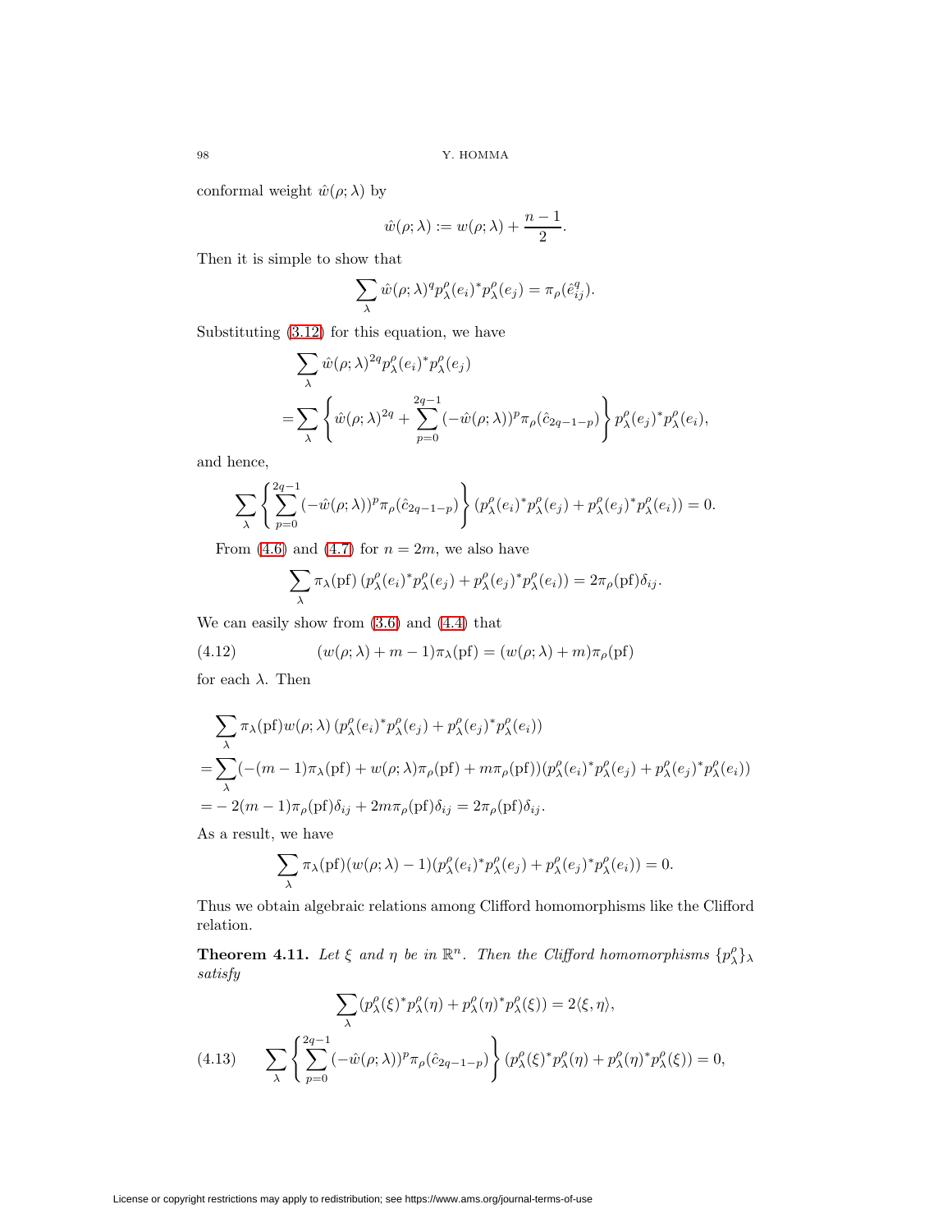conformal weight $\hat{w}(\rho;\lambda)$ by

$$\hat{w}(\rho;\lambda) := w(\rho;\lambda) + \frac{n-1}{2}.$$

Then it is simple to show that

$$\sum_\lambda \hat{w}(\rho;\lambda)^q p^\rho_\lambda(e_i)^* p^\rho_\lambda(e_j) = \pi_\rho(\hat{e}^q_{ij}).$$

Substituting (3.12) for this equation, we have

$$\begin{aligned}
&\sum_\lambda \hat{w}(\rho;\lambda)^{2q} p^\rho_\lambda(e_i)^* p^\rho_\lambda(e_j) \\
&= \sum_\lambda \left\{ \hat{w}(\rho;\lambda)^{2q} + \sum_{p=0}^{2q-1} (-\hat{w}(\rho;\lambda))^p \pi_\rho(\hat{c}_{2q-1-p}) \right\} p^\rho_\lambda(e_j)^* p^\rho_\lambda(e_i),
\end{aligned}$$

and hence,

$$\sum_\lambda \left\{ \sum_{p=0}^{2q-1} (-\hat{w}(\rho;\lambda))^p \pi_\rho(\hat{c}_{2q-1-p}) \right\} (p^\rho_\lambda(e_i)^* p^\rho_\lambda(e_j) + p^\rho_\lambda(e_j)^* p^\rho_\lambda(e_i)) = 0.$$

From (4.6) and (4.7) for $n = 2m$, we also have

$$\sum_\lambda \pi_\lambda(\mathrm{pf})\, (p^\rho_\lambda(e_i)^* p^\rho_\lambda(e_j) + p^\rho_\lambda(e_j)^* p^\rho_\lambda(e_i)) = 2\pi_\rho(\mathrm{pf})\delta_{ij}.$$

We can easily show from (3.6) and (4.4) that

$$(w(\rho;\lambda) + m - 1)\pi_\lambda(\mathrm{pf}) = (w(\rho;\lambda) + m)\pi_\rho(\mathrm{pf}) \tag{4.12}$$

for each $\lambda$. Then

$$\begin{aligned}
&\sum_\lambda \pi_\lambda(\mathrm{pf}) w(\rho;\lambda)\, (p^\rho_\lambda(e_i)^* p^\rho_\lambda(e_j) + p^\rho_\lambda(e_j)^* p^\rho_\lambda(e_i)) \\
&= \sum_\lambda (-(m-1)\pi_\lambda(\mathrm{pf}) + w(\rho;\lambda)\pi_\rho(\mathrm{pf}) + m\pi_\rho(\mathrm{pf}))(p^\rho_\lambda(e_i)^* p^\rho_\lambda(e_j) + p^\rho_\lambda(e_j)^* p^\rho_\lambda(e_i)) \\
&= -2(m-1)\pi_\rho(\mathrm{pf})\delta_{ij} + 2m\pi_\rho(\mathrm{pf})\delta_{ij} = 2\pi_\rho(\mathrm{pf})\delta_{ij}.
\end{aligned}$$

As a result, we have

$$\sum_\lambda \pi_\lambda(\mathrm{pf})(w(\rho;\lambda) - 1)(p^\rho_\lambda(e_i)^* p^\rho_\lambda(e_j) + p^\rho_\lambda(e_j)^* p^\rho_\lambda(e_i)) = 0.$$

Thus we obtain algebraic relations among Clifford homomorphisms like the Clifford relation.

**Theorem 4.11.** *Let $\xi$ and $\eta$ be in $\mathbb{R}^n$. Then the Clifford homomorphisms $\{p^\rho_\lambda\}_\lambda$ satisfy*

$$\sum_\lambda (p^\rho_\lambda(\xi)^* p^\rho_\lambda(\eta) + p^\rho_\lambda(\eta)^* p^\rho_\lambda(\xi)) = 2\langle \xi, \eta \rangle,$$

$$\sum_\lambda \left\{ \sum_{p=0}^{2q-1} (-\hat{w}(\rho;\lambda))^p \pi_\rho(\hat{c}_{2q-1-p}) \right\} (p^\rho_\lambda(\xi)^* p^\rho_\lambda(\eta) + p^\rho_\lambda(\eta)^* p^\rho_\lambda(\xi)) = 0, \tag{4.13}$$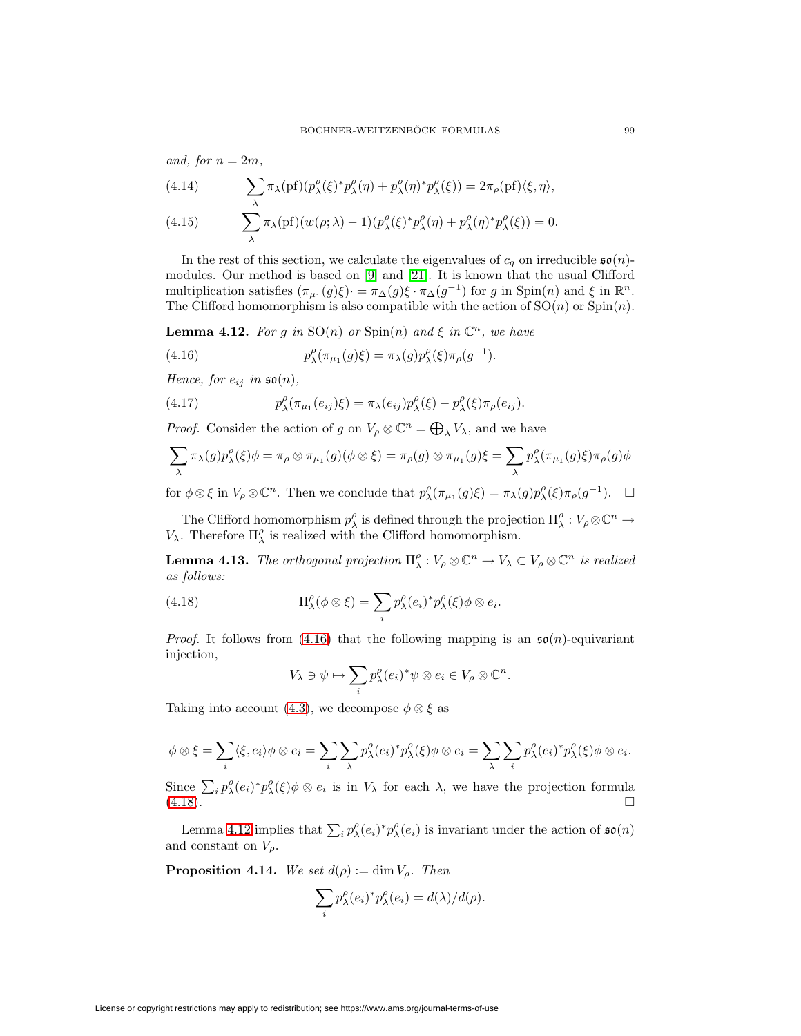*and, for* $n = 2m$,

$$\sum_\lambda \pi_\lambda(\mathrm{pf})(p^\rho_\lambda(\xi)^* p^\rho_\lambda(\eta) + p^\rho_\lambda(\eta)^* p^\rho_\lambda(\xi)) = 2\pi_\rho(\mathrm{pf})\langle \xi, \eta\rangle, \tag{4.14}$$

$$\sum_\lambda \pi_\lambda(\mathrm{pf})(w(\rho;\lambda) - 1)(p^\rho_\lambda(\xi)^* p^\rho_\lambda(\eta) + p^\rho_\lambda(\eta)^* p^\rho_\lambda(\xi)) = 0. \tag{4.15}$$

In the rest of this section, we calculate the eigenvalues of $c_q$ on irreducible $\mathfrak{so}(n)$-modules. Our method is based on [9] and [21]. It is known that the usual Clifford multiplication satisfies $(\pi_{\mu_1}(g)\xi)\cdot = \pi_\Delta(g)\xi \cdot \pi_\Delta(g^{-1})$ for $g$ in $\mathrm{Spin}(n)$ and $\xi$ in $\mathbb{R}^n$. The Clifford homomorphism is also compatible with the action of $\mathrm{SO}(n)$ or $\mathrm{Spin}(n)$.

**Lemma 4.12.** *For $g$ in $\mathrm{SO}(n)$ or $\mathrm{Spin}(n)$ and $\xi$ in $\mathbb{C}^n$, we have*

$$p^\rho_\lambda(\pi_{\mu_1}(g)\xi) = \pi_\lambda(g) p^\rho_\lambda(\xi)\pi_\rho(g^{-1}). \tag{4.16}$$

*Hence, for $e_{ij}$ in $\mathfrak{so}(n)$,*

$$p^\rho_\lambda(\pi_{\mu_1}(e_{ij})\xi) = \pi_\lambda(e_{ij}) p^\rho_\lambda(\xi) - p^\rho_\lambda(\xi)\pi_\rho(e_{ij}). \tag{4.17}$$

*Proof.* Consider the action of $g$ on $V_\rho \otimes \mathbb{C}^n = \bigoplus_\lambda V_\lambda$, and we have

$$\sum_\lambda \pi_\lambda(g) p^\rho_\lambda(\xi)\phi = \pi_\rho \otimes \pi_{\mu_1}(g)(\phi \otimes \xi) = \pi_\rho(g) \otimes \pi_{\mu_1}(g)\xi = \sum_\lambda p^\rho_\lambda(\pi_{\mu_1}(g)\xi)\pi_\rho(g)\phi$$

for $\phi \otimes \xi$ in $V_\rho \otimes \mathbb{C}^n$. Then we conclude that $p^\rho_\lambda(\pi_{\mu_1}(g)\xi) = \pi_\lambda(g)p^\rho_\lambda(\xi)\pi_\rho(g^{-1})$. $\square$

The Clifford homomorphism $p^\rho_\lambda$ is defined through the projection $\Pi^\rho_\lambda : V_\rho \otimes \mathbb{C}^n \to V_\lambda$. Therefore $\Pi^\rho_\lambda$ is realized with the Clifford homomorphism.

**Lemma 4.13.** *The orthogonal projection $\Pi^\rho_\lambda : V_\rho \otimes \mathbb{C}^n \to V_\lambda \subset V_\rho \otimes \mathbb{C}^n$ is realized as follows:*

$$\Pi^\rho_\lambda(\phi \otimes \xi) = \sum_i p^\rho_\lambda(e_i)^* p^\rho_\lambda(\xi)\phi \otimes e_i. \tag{4.18}$$

*Proof.* It follows from (4.16) that the following mapping is an $\mathfrak{so}(n)$-equivariant injection,

$$V_\lambda \ni \psi \mapsto \sum_i p^\rho_\lambda(e_i)^*\psi \otimes e_i \in V_\rho \otimes \mathbb{C}^n.$$

Taking into account (4.3), we decompose $\phi \otimes \xi$ as

$$\phi \otimes \xi = \sum_i \langle \xi, e_i\rangle \phi \otimes e_i = \sum_i \sum_\lambda p^\rho_\lambda(e_i)^* p^\rho_\lambda(\xi)\phi \otimes e_i = \sum_\lambda \sum_i p^\rho_\lambda(e_i)^* p^\rho_\lambda(\xi)\phi \otimes e_i.$$

Since $\sum_i p^\rho_\lambda(e_i)^* p^\rho_\lambda(\xi)\phi \otimes e_i$ is in $V_\lambda$ for each $\lambda$, we have the projection formula (4.18). $\square$

Lemma 4.12 implies that $\sum_i p^\rho_\lambda(e_i)^* p^\rho_\lambda(e_i)$ is invariant under the action of $\mathfrak{so}(n)$ and constant on $V_\rho$.

**Proposition 4.14.** *We set $d(\rho) := \dim V_\rho$. Then*

$$\sum_i p^\rho_\lambda(e_i)^* p^\rho_\lambda(e_i) = d(\lambda)/d(\rho).$$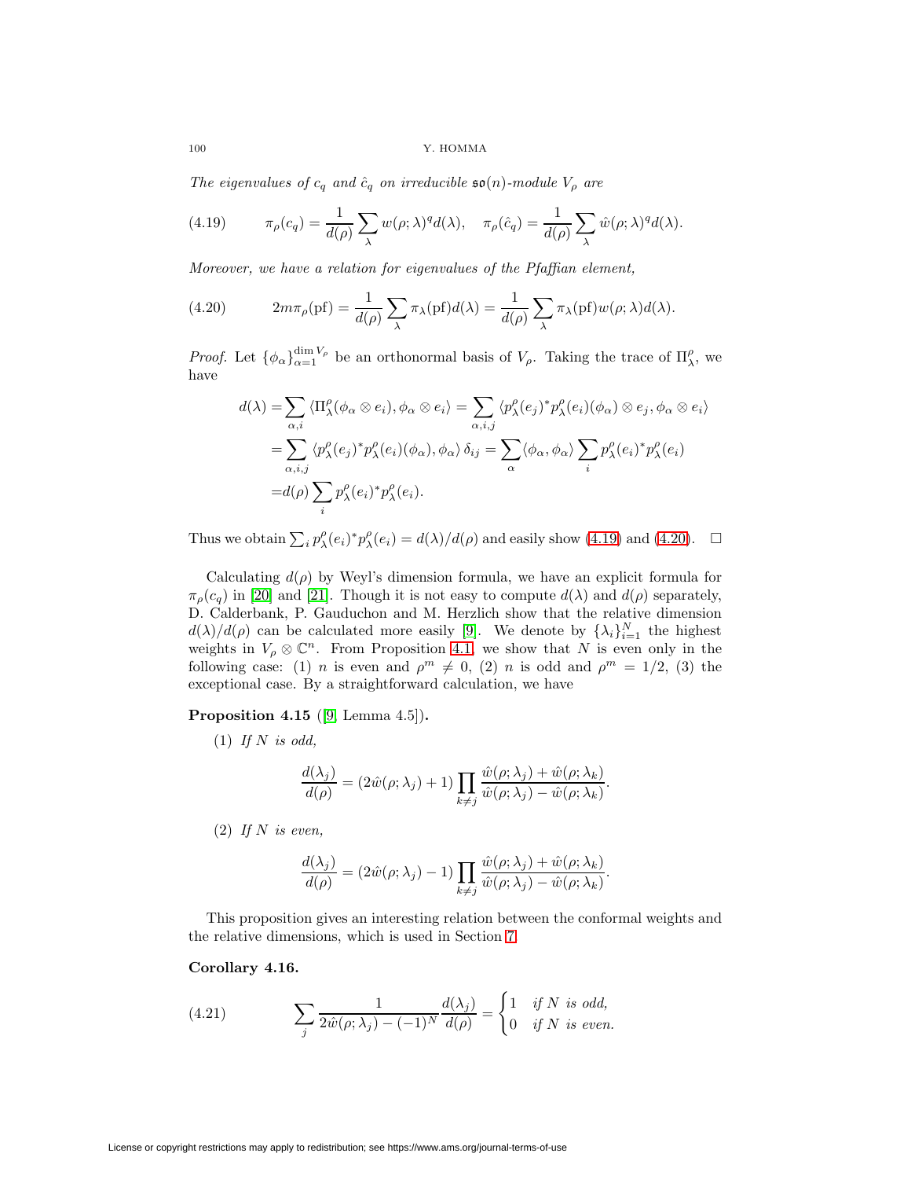*The eigenvalues of $c_q$ and $\hat{c}_q$ on irreducible $\mathfrak{so}(n)$-module $V_\rho$ are*

$$\pi_\rho(c_q) = \frac{1}{d(\rho)} \sum_\lambda w(\rho;\lambda)^q d(\lambda), \quad \pi_\rho(\hat{c}_q) = \frac{1}{d(\rho)} \sum_\lambda \hat{w}(\rho;\lambda)^q d(\lambda). \tag{4.19}$$

*Moreover, we have a relation for eigenvalues of the Pfaffian element,*

$$2m\pi_\rho(\mathrm{pf}) = \frac{1}{d(\rho)} \sum_\lambda \pi_\lambda(\mathrm{pf}) d(\lambda) = \frac{1}{d(\rho)} \sum_\lambda \pi_\lambda(\mathrm{pf}) w(\rho;\lambda) d(\lambda). \tag{4.20}$$

*Proof.* Let $\{\phi_\alpha\}_{\alpha=1}^{\dim V_\rho}$ be an orthonormal basis of $V_\rho$. Taking the trace of $\Pi_\lambda^\rho$, we have

$$\begin{aligned}
d(\lambda) =& \sum_{\alpha,i} \langle \Pi_\lambda^\rho(\phi_\alpha \otimes e_i), \phi_\alpha \otimes e_i\rangle = \sum_{\alpha,i,j} \langle p_\lambda^\rho(e_j)^* p_\lambda^\rho(e_i)(\phi_\alpha) \otimes e_j, \phi_\alpha \otimes e_i\rangle \\
=& \sum_{\alpha,i,j} \langle p_\lambda^\rho(e_j)^* p_\lambda^\rho(e_i)(\phi_\alpha), \phi_\alpha\rangle \, \delta_{ij} = \sum_\alpha \langle \phi_\alpha, \phi_\alpha\rangle \sum_i p_\lambda^\rho(e_i)^* p_\lambda^\rho(e_i) \\
=& d(\rho) \sum_i p_\lambda^\rho(e_i)^* p_\lambda^\rho(e_i).
\end{aligned}$$

Thus we obtain $\sum_i p_\lambda^\rho(e_i)^* p_\lambda^\rho(e_i) = d(\lambda)/d(\rho)$ and easily show (4.19) and (4.20). $\square$

Calculating $d(\rho)$ by Weyl's dimension formula, we have an explicit formula for $\pi_\rho(c_q)$ in [20] and [21]. Though it is not easy to compute $d(\lambda)$ and $d(\rho)$ separately, D. Calderbank, P. Gauduchon and M. Herzlich show that the relative dimension $d(\lambda)/d(\rho)$ can be calculated more easily [9]. We denote by $\{\lambda_i\}_{i=1}^N$ the highest weights in $V_\rho \otimes \mathbb{C}^n$. From Proposition 4.1, we show that $N$ is even only in the following case: (1) $n$ is even and $\rho^m \neq 0$, (2) $n$ is odd and $\rho^m = 1/2$, (3) the exceptional case. By a straightforward calculation, we have

**Proposition 4.15** ([9, Lemma 4.5])**.**

(1) *If $N$ is odd,*

$$\frac{d(\lambda_j)}{d(\rho)} = (2\hat{w}(\rho;\lambda_j)+1) \prod_{k\neq j} \frac{\hat{w}(\rho;\lambda_j)+\hat{w}(\rho;\lambda_k)}{\hat{w}(\rho;\lambda_j)-\hat{w}(\rho;\lambda_k)}.$$

(2) *If $N$ is even,*

$$\frac{d(\lambda_j)}{d(\rho)} = (2\hat{w}(\rho;\lambda_j)-1) \prod_{k\neq j} \frac{\hat{w}(\rho;\lambda_j)+\hat{w}(\rho;\lambda_k)}{\hat{w}(\rho;\lambda_j)-\hat{w}(\rho;\lambda_k)}.$$

This proposition gives an interesting relation between the conformal weights and the relative dimensions, which is used in Section 7.

**Corollary 4.16.**

$$\sum_j \frac{1}{2\hat{w}(\rho;\lambda_j)-(-1)^N} \frac{d(\lambda_j)}{d(\rho)} = \begin{cases} 1 & \text{if } N \text{ is odd,} \\ 0 & \text{if } N \text{ is even.} \end{cases} \tag{4.21}$$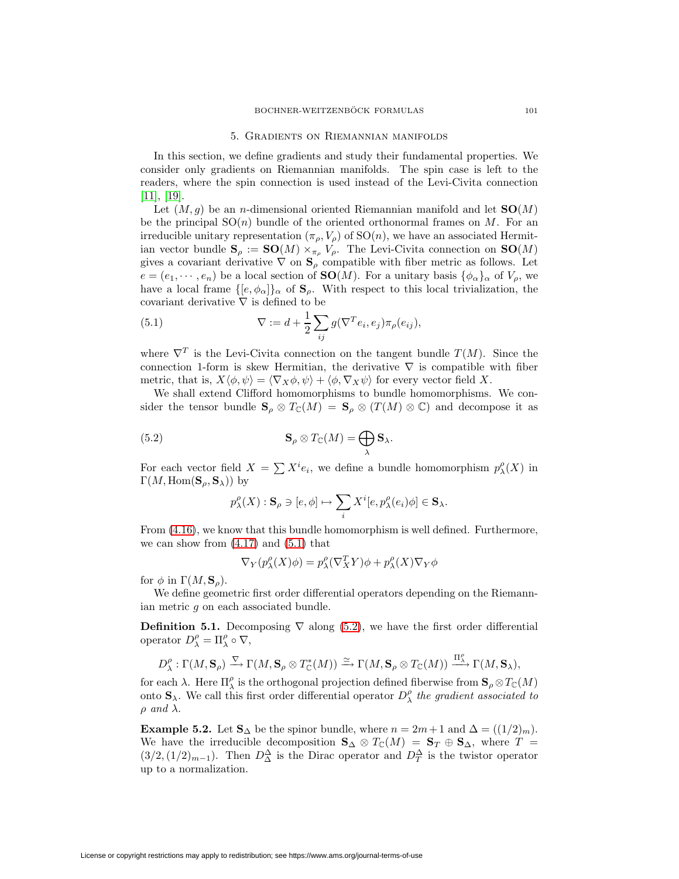## 5. Gradients on Riemannian manifolds

In this section, we define gradients and study their fundamental properties. We consider only gradients on Riemannian manifolds. The spin case is left to the readers, where the spin connection is used instead of the Levi-Civita connection [11], [19].

Let $(M, g)$ be an $n$-dimensional oriented Riemannian manifold and let $\mathbf{SO}(M)$ be the principal $\mathrm{SO}(n)$ bundle of the oriented orthonormal frames on $M$. For an irreducible unitary representation $(\pi_\rho, V_\rho)$ of $\mathrm{SO}(n)$, we have an associated Hermitian vector bundle $\mathbf{S}_\rho := \mathbf{SO}(M) \times_{\pi_\rho} V_\rho$. The Levi-Civita connection on $\mathbf{SO}(M)$ gives a covariant derivative $\nabla$ on $\mathbf{S}_\rho$ compatible with fiber metric as follows. Let $e = (e_1, \cdots, e_n)$ be a local section of $\mathbf{SO}(M)$. For a unitary basis $\{\phi_\alpha\}_\alpha$ of $V_\rho$, we have a local frame $\{[e, \phi_\alpha]\}_\alpha$ of $\mathbf{S}_\rho$. With respect to this local trivialization, the covariant derivative $\nabla$ is defined to be

$$\nabla := d + \frac{1}{2}\sum_{ij} g(\nabla^T e_i, e_j)\pi_\rho(e_{ij}), \tag{5.1}$$

where $\nabla^T$ is the Levi-Civita connection on the tangent bundle $T(M)$. Since the connection 1-form is skew Hermitian, the derivative $\nabla$ is compatible with fiber metric, that is, $X\langle \phi, \psi\rangle = \langle \nabla_X \phi, \psi\rangle + \langle \phi, \nabla_X \psi\rangle$ for every vector field $X$.

We shall extend Clifford homomorphisms to bundle homomorphisms. We consider the tensor bundle $\mathbf{S}_\rho \otimes T_{\mathbb{C}}(M) = \mathbf{S}_\rho \otimes (T(M) \otimes \mathbb{C})$ and decompose it as

$$\mathbf{S}_\rho \otimes T_{\mathbb{C}}(M) = \bigoplus_\lambda \mathbf{S}_\lambda. \tag{5.2}$$

For each vector field $X = \sum X^i e_i$, we define a bundle homomorphism $p^\rho_\lambda(X)$ in $\Gamma(M, \mathrm{Hom}(\mathbf{S}_\rho, \mathbf{S}_\lambda))$ by

$$p^\rho_\lambda(X) : \mathbf{S}_\rho \ni [e, \phi] \mapsto \sum_i X^i [e, p^\rho_\lambda(e_i)\phi] \in \mathbf{S}_\lambda.$$

From (4.16), we know that this bundle homomorphism is well defined. Furthermore, we can show from (4.17) and (5.1) that

$$\nabla_Y (p^\rho_\lambda(X)\phi) = p^\rho_\lambda(\nabla^T_X Y)\phi + p^\rho_\lambda(X)\nabla_Y \phi$$

for $\phi$ in $\Gamma(M, \mathbf{S}_\rho)$.

We define geometric first order differential operators depending on the Riemannian metric $g$ on each associated bundle.

**Definition 5.1.** Decomposing $\nabla$ along (5.2), we have the first order differential operator $D^\rho_\lambda = \Pi^\rho_\lambda \circ \nabla$,

$$D^\rho_\lambda : \Gamma(M, \mathbf{S}_\rho) \xrightarrow{\nabla} \Gamma(M, \mathbf{S}_\rho \otimes T^*_{\mathbb{C}}(M)) \xrightarrow{\simeq} \Gamma(M, \mathbf{S}_\rho \otimes T_{\mathbb{C}}(M)) \xrightarrow{\Pi^\rho_\lambda} \Gamma(M, \mathbf{S}_\lambda),$$

for each $\lambda$. Here $\Pi^\rho_\lambda$ is the orthogonal projection defined fiberwise from $\mathbf{S}_\rho \otimes T_{\mathbb{C}}(M)$ onto $\mathbf{S}_\lambda$. We call this first order differential operator $D^\rho_\lambda$ *the gradient associated to* $\rho$ *and* $\lambda$.

**Example 5.2.** Let $\mathbf{S}_\Delta$ be the spinor bundle, where $n = 2m+1$ and $\Delta = ((1/2)_m)$. We have the irreducible decomposition $\mathbf{S}_\Delta \otimes T_{\mathbb{C}}(M) = \mathbf{S}_T \oplus \mathbf{S}_\Delta$, where $T = (3/2, (1/2)_{m-1})$. Then $D^\Delta_\Delta$ is the Dirac operator and $D^\Delta_T$ is the twistor operator up to a normalization.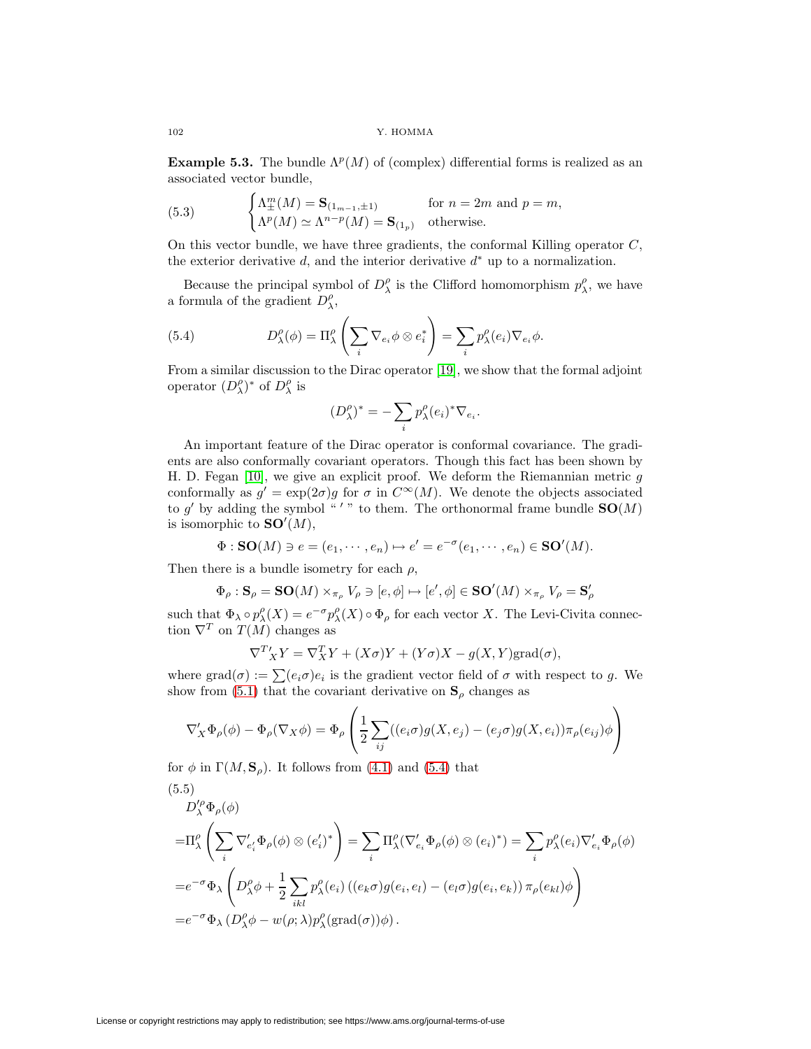**Example 5.3.** The bundle $\Lambda^p(M)$ of (complex) differential forms is realized as an associated vector bundle,

$$
\begin{cases}
\Lambda^m_\pm(M) = \mathbf{S}_{(1_{m-1},\pm 1)} & \text{for } n = 2m \text{ and } p = m, \\
\Lambda^p(M) \simeq \Lambda^{n-p}(M) = \mathbf{S}_{(1_p)} & \text{otherwise.}
\end{cases}
\tag{5.3}
$$

On this vector bundle, we have three gradients, the conformal Killing operator $C$, the exterior derivative $d$, and the interior derivative $d^*$ up to a normalization.

Because the principal symbol of $D^\rho_\lambda$ is the Clifford homomorphism $p^\rho_\lambda$, we have a formula of the gradient $D^\rho_\lambda$,

$$
D^\rho_\lambda(\phi) = \Pi^\rho_\lambda\left(\sum_i \nabla_{e_i}\phi \otimes e_i^*\right) = \sum_i p^\rho_\lambda(e_i)\nabla_{e_i}\phi. \tag{5.4}
$$

From a similar discussion to the Dirac operator [19], we show that the formal adjoint operator $(D^\rho_\lambda)^*$ of $D^\rho_\lambda$ is

$$
(D^\rho_\lambda)^* = -\sum_i p^\rho_\lambda(e_i)^*\nabla_{e_i}.
$$

An important feature of the Dirac operator is conformal covariance. The gradients are also conformally covariant operators. Though this fact has been shown by H. D. Fegan [10], we give an explicit proof. We deform the Riemannian metric $g$ conformally as $g' = \exp(2\sigma)g$ for $\sigma$ in $C^\infty(M)$. We denote the objects associated to $g'$ by adding the symbol " $'$ " to them. The orthonormal frame bundle $\mathbf{SO}(M)$ is isomorphic to $\mathbf{SO}'(M)$,

$$
\Phi : \mathbf{SO}(M) \ni e = (e_1, \cdots, e_n) \mapsto e' = e^{-\sigma}(e_1, \cdots, e_n) \in \mathbf{SO}'(M).
$$

Then there is a bundle isometry for each $\rho$,

$$
\Phi_\rho : \mathbf{S}_\rho = \mathbf{SO}(M) \times_{\pi_\rho} V_\rho \ni [e, \phi] \mapsto [e', \phi] \in \mathbf{SO}'(M) \times_{\pi_\rho} V_\rho = \mathbf{S}'_\rho
$$

such that $\Phi_\lambda \circ p^\rho_\lambda(X) = e^{-\sigma}p^\rho_\lambda(X) \circ \Phi_\rho$ for each vector $X$. The Levi-Civita connection $\nabla^T$ on $T(M)$ changes as

$$
{\nabla^T}'_X Y = \nabla^T_X Y + (X\sigma)Y + (Y\sigma)X - g(X,Y)\operatorname{grad}(\sigma),
$$

where $\operatorname{grad}(\sigma) := \sum (e_i\sigma)e_i$ is the gradient vector field of $\sigma$ with respect to $g$. We show from (5.1) that the covariant derivative on $\mathbf{S}_\rho$ changes as

$$
\nabla'_X \Phi_\rho(\phi) - \Phi_\rho(\nabla_X\phi) = \Phi_\rho\left(\frac{1}{2}\sum_{ij}((e_i\sigma)g(X,e_j) - (e_j\sigma)g(X,e_i))\pi_\rho(e_{ij})\phi\right)
$$

for $\phi$ in $\Gamma(M, \mathbf{S}_\rho)$. It follows from (4.1) and (5.4) that

$$
\begin{aligned}
&{D'}^\rho_\lambda \Phi_\rho(\phi) \\
=&\Pi^\rho_\lambda\left(\sum_i \nabla'_{e'_i}\Phi_\rho(\phi) \otimes (e'_i)^*\right) = \sum_i \Pi^\rho_\lambda(\nabla'_{e_i}\Phi_\rho(\phi) \otimes (e_i)^*) = \sum_i p^\rho_\lambda(e_i)\nabla'_{e_i}\Phi_\rho(\phi) \\
=&e^{-\sigma}\Phi_\lambda\left(D^\rho_\lambda\phi + \frac{1}{2}\sum_{ikl} p^\rho_\lambda(e_i)\left((e_k\sigma)g(e_i,e_l) - (e_l\sigma)g(e_i,e_k)\right)\pi_\rho(e_{kl})\phi\right) \\
=&e^{-\sigma}\Phi_\lambda\left(D^\rho_\lambda\phi - w(\rho;\lambda)p^\rho_\lambda(\operatorname{grad}(\sigma))\phi\right).
\end{aligned}
\tag{5.5}
$$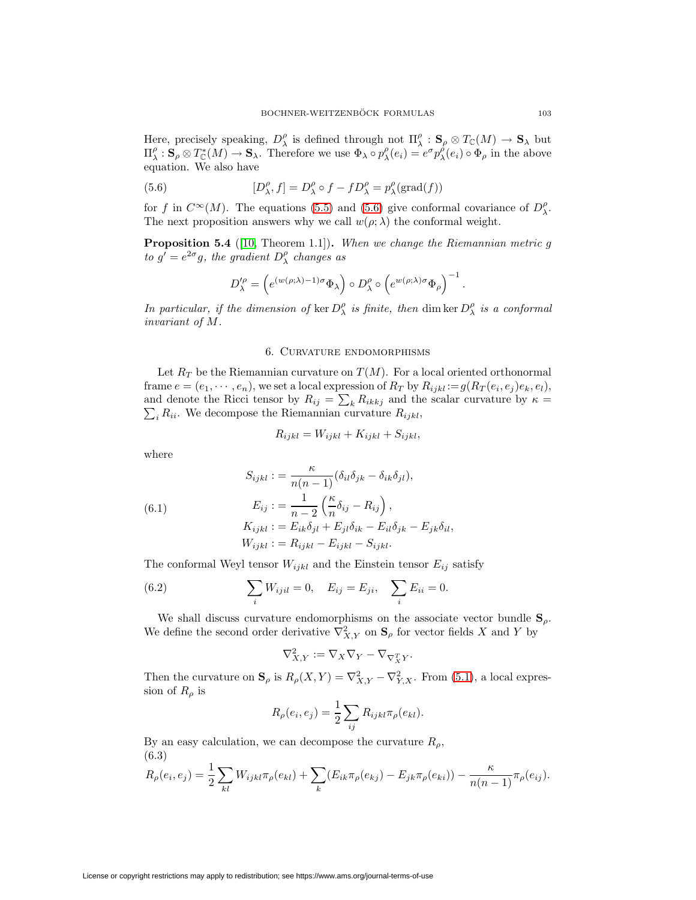Here, precisely speaking, $D^\rho_\lambda$ is defined through not $\Pi^\rho_\lambda : \mathbf{S}_\rho \otimes T_{\mathbb{C}}(M) \to \mathbf{S}_\lambda$ but $\Pi^\rho_\lambda : \mathbf{S}_\rho \otimes T^*_{\mathbb{C}}(M) \to \mathbf{S}_\lambda$. Therefore we use $\Phi_\lambda \circ p^\rho_\lambda(e_i) = e^\sigma p^\rho_\lambda(e_i) \circ \Phi_\rho$ in the above equation. We also have

$$
[D^\rho_\lambda, f] = D^\rho_\lambda \circ f - f D^\rho_\lambda = p^\rho_\lambda(\mathrm{grad}(f)) \tag{5.6}
$$

for $f$ in $C^\infty(M)$. The equations (5.5) and (5.6) give conformal covariance of $D^\rho_\lambda$. The next proposition answers why we call $w(\rho;\lambda)$ the conformal weight.

**Proposition 5.4** ([10, Theorem 1.1])**.** *When we change the Riemannian metric $g$ to $g' = e^{2\sigma} g$, the gradient $D^\rho_\lambda$ changes as*

$$
D'^\rho_\lambda = \left( e^{(w(\rho;\lambda)-1)\sigma} \Phi_\lambda \right) \circ D^\rho_\lambda \circ \left( e^{w(\rho;\lambda)\sigma} \Phi_\rho \right)^{-1}.
$$

*In particular, if the dimension of $\ker D^\rho_\lambda$ is finite, then $\dim \ker D^\rho_\lambda$ is a conformal invariant of $M$.*

## 6. Curvature endomorphisms

Let $R_T$ be the Riemannian curvature on $T(M)$. For a local oriented orthonormal frame $e = (e_1, \cdots, e_n)$, we set a local expression of $R_T$ by $R_{ijkl} := g(R_T(e_i, e_j)e_k, e_l)$, and denote the Ricci tensor by $R_{ij} = \sum_k R_{ikkj}$ and the scalar curvature by $\kappa = \sum_i R_{ii}$. We decompose the Riemannian curvature $R_{ijkl}$,

$$
R_{ijkl} = W_{ijkl} + K_{ijkl} + S_{ijkl},
$$

where

$$
\begin{aligned}
S_{ijkl} &:= \frac{\kappa}{n(n-1)}(\delta_{il}\delta_{jk} - \delta_{ik}\delta_{jl}), \\
E_{ij} &:= \frac{1}{n-2}\left( \frac{\kappa}{n}\delta_{ij} - R_{ij} \right), \\
K_{ijkl} &:= E_{ik}\delta_{jl} + E_{jl}\delta_{ik} - E_{il}\delta_{jk} - E_{jk}\delta_{il}, \\
W_{ijkl} &:= R_{ijkl} - E_{ijkl} - S_{ijkl}.
\end{aligned} \tag{6.1}
$$

The conformal Weyl tensor $W_{ijkl}$ and the Einstein tensor $E_{ij}$ satisfy

$$
\sum_i W_{ijil} = 0, \quad E_{ij} = E_{ji}, \quad \sum_i E_{ii} = 0. \tag{6.2}
$$

We shall discuss curvature endomorphisms on the associate vector bundle $\mathbf{S}_\rho$. We define the second order derivative $\nabla^2_{X,Y}$ on $\mathbf{S}_\rho$ for vector fields $X$ and $Y$ by

$$
\nabla^2_{X,Y} := \nabla_X \nabla_Y - \nabla_{\nabla^T_X Y}.
$$

Then the curvature on $\mathbf{S}_\rho$ is $R_\rho(X,Y) = \nabla^2_{X,Y} - \nabla^2_{Y,X}$. From (5.1), a local expression of $R_\rho$ is

$$
R_\rho(e_i, e_j) = \frac{1}{2} \sum_{ij} R_{ijkl} \pi_\rho(e_{kl}).
$$

By an easy calculation, we can decompose the curvature $R_\rho$,

$$
R_\rho(e_i, e_j) = \frac{1}{2} \sum_{kl} W_{ijkl} \pi_\rho(e_{kl}) + \sum_k (E_{ik} \pi_\rho(e_{kj}) - E_{jk} \pi_\rho(e_{ki})) - \frac{\kappa}{n(n-1)} \pi_\rho(e_{ij}). \tag{6.3}
$$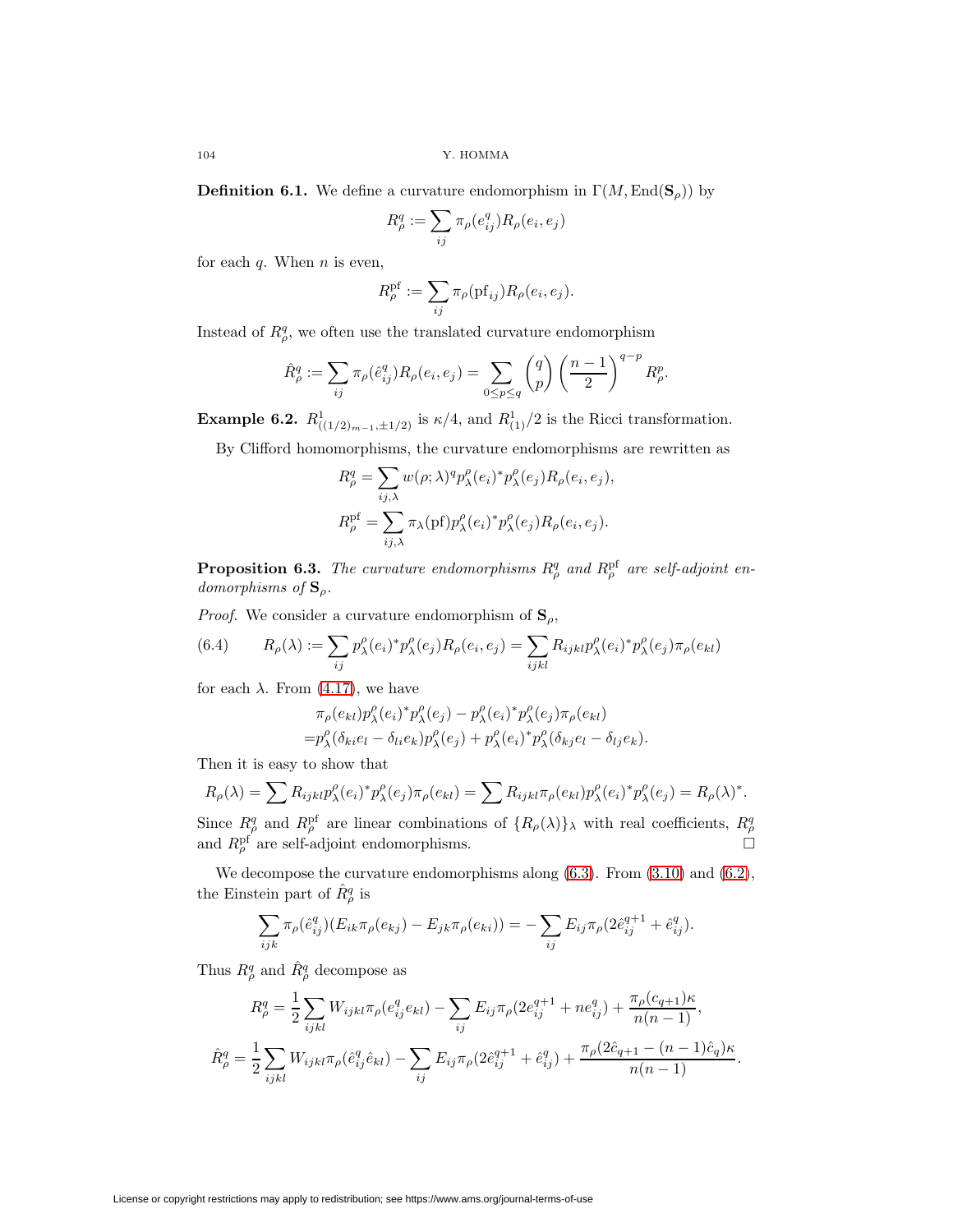**Definition 6.1.** We define a curvature endomorphism in $\Gamma(M, \mathrm{End}(\mathbf{S}_\rho))$ by

$$R^q_\rho := \sum_{ij} \pi_\rho(e^q_{ij}) R_\rho(e_i, e_j)$$

for each $q$. When $n$ is even,

$$R^{\mathrm{pf}}_\rho := \sum_{ij} \pi_\rho(\mathrm{pf}_{ij}) R_\rho(e_i, e_j).$$

Instead of $R^q_\rho$, we often use the translated curvature endomorphism

$$\hat{R}^q_\rho := \sum_{ij} \pi_\rho(\hat{e}^q_{ij}) R_\rho(e_i, e_j) = \sum_{0 \le p \le q} \binom{q}{p} \left(\frac{n-1}{2}\right)^{q-p} R^p_\rho.$$

**Example 6.2.** $R^1_{((1/2)_{m-1}, \pm 1/2)}$ is $\kappa/4$, and $R^1_{(1)}/2$ is the Ricci transformation.

By Clifford homomorphisms, the curvature endomorphisms are rewritten as

$$R^q_\rho = \sum_{ij,\lambda} w(\rho;\lambda)^q p^\rho_\lambda(e_i)^* p^\rho_\lambda(e_j) R_\rho(e_i, e_j),$$
$$R^{\mathrm{pf}}_\rho = \sum_{ij,\lambda} \pi_\lambda(\mathrm{pf}) p^\rho_\lambda(e_i)^* p^\rho_\lambda(e_j) R_\rho(e_i, e_j).$$

**Proposition 6.3.** *The curvature endomorphisms $R^q_\rho$ and $R^{\mathrm{pf}}_\rho$ are self-adjoint endomorphisms of $\mathbf{S}_\rho$.*

*Proof.* We consider a curvature endomorphism of $\mathbf{S}_\rho$,

$$R_\rho(\lambda) := \sum_{ij} p^\rho_\lambda(e_i)^* p^\rho_\lambda(e_j) R_\rho(e_i, e_j) = \sum_{ijkl} R_{ijkl} p^\rho_\lambda(e_i)^* p^\rho_\lambda(e_j) \pi_\rho(e_{kl}) \tag{6.4}$$

for each $\lambda$. From (4.17), we have

$$\begin{aligned}
&\pi_\rho(e_{kl}) p^\rho_\lambda(e_i)^* p^\rho_\lambda(e_j) - p^\rho_\lambda(e_i)^* p^\rho_\lambda(e_j) \pi_\rho(e_{kl}) \\
=& p^\rho_\lambda(\delta_{ki} e_l - \delta_{li} e_k) p^\rho_\lambda(e_j) + p^\rho_\lambda(e_i)^* p^\rho_\lambda(\delta_{kj} e_l - \delta_{lj} e_k).
\end{aligned}$$

Then it is easy to show that

$$R_\rho(\lambda) = \sum R_{ijkl} p^\rho_\lambda(e_i)^* p^\rho_\lambda(e_j) \pi_\rho(e_{kl}) = \sum R_{ijkl} \pi_\rho(e_{kl}) p^\rho_\lambda(e_i)^* p^\rho_\lambda(e_j) = R_\rho(\lambda)^*.$$

Since $R^q_\rho$ and $R^{\mathrm{pf}}_\rho$ are linear combinations of $\{R_\rho(\lambda)\}_\lambda$ with real coefficients, $R^q_\rho$ and $R^{\mathrm{pf}}_\rho$ are self-adjoint endomorphisms. $\square$

We decompose the curvature endomorphisms along (6.3). From (3.10) and (6.2), the Einstein part of $\hat{R}^q_\rho$ is

$$\sum_{ijk} \pi_\rho(\hat{e}^q_{ij}) (E_{ik} \pi_\rho(e_{kj}) - E_{jk} \pi_\rho(e_{ki})) = -\sum_{ij} E_{ij} \pi_\rho(2\hat{e}^{q+1}_{ij} + \hat{e}^q_{ij}).$$

Thus $R^q_\rho$ and $\hat{R}^q_\rho$ decompose as

$$R^q_\rho = \frac{1}{2} \sum_{ijkl} W_{ijkl} \pi_\rho(e^q_{ij} e_{kl}) - \sum_{ij} E_{ij} \pi_\rho(2e^{q+1}_{ij} + n e^q_{ij}) + \frac{\pi_\rho(c_{q+1})\kappa}{n(n-1)},$$

$$\hat{R}^q_\rho = \frac{1}{2} \sum_{ijkl} W_{ijkl} \pi_\rho(\hat{e}^q_{ij} \hat{e}_{kl}) - \sum_{ij} E_{ij} \pi_\rho(2\hat{e}^{q+1}_{ij} + \hat{e}^q_{ij}) + \frac{\pi_\rho(2\hat{c}_{q+1} - (n-1)\hat{c}_q)\kappa}{n(n-1)}.$$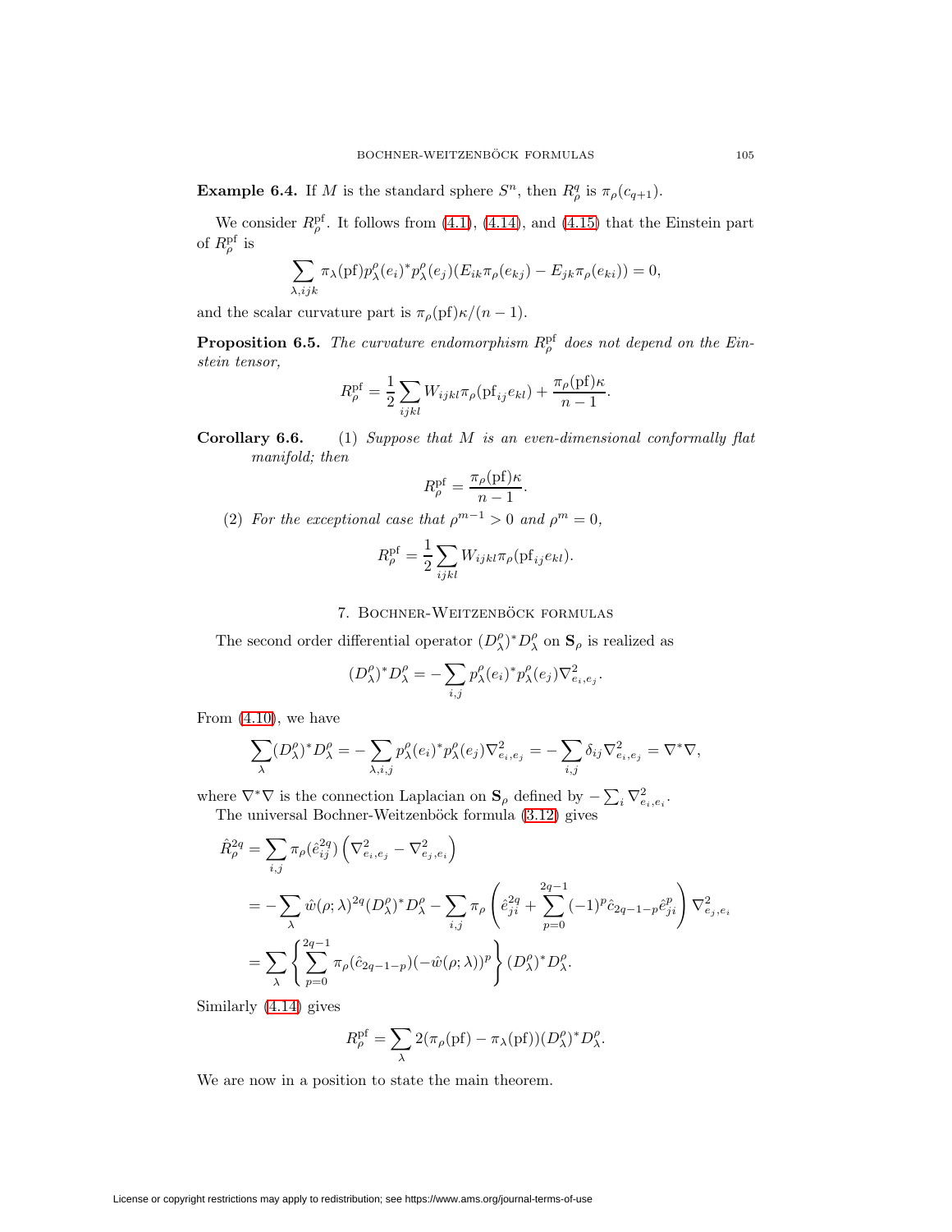**Example 6.4.** If $M$ is the standard sphere $S^n$, then $R^q_\rho$ is $\pi_\rho(c_{q+1})$.

We consider $R^{\text{pf}}_\rho$. It follows from (4.1), (4.14), and (4.15) that the Einstein part of $R^{\text{pf}}_\rho$ is

$$\sum_{\lambda, ijk} \pi_\lambda(\text{pf}) p^\rho_\lambda(e_i)^* p^\rho_\lambda(e_j)(E_{ik}\pi_\rho(e_{kj}) - E_{jk}\pi_\rho(e_{ki})) = 0,$$

and the scalar curvature part is $\pi_\rho(\text{pf})\kappa/(n-1)$.

**Proposition 6.5.** *The curvature endomorphism $R^{\text{pf}}_\rho$ does not depend on the Einstein tensor,*

$$R^{\text{pf}}_\rho = \frac{1}{2}\sum_{ijkl} W_{ijkl}\pi_\rho(\text{pf}_{ij}e_{kl}) + \frac{\pi_\rho(\text{pf})\kappa}{n-1}.$$

**Corollary 6.6.** (1) *Suppose that $M$ is an even-dimensional conformally flat manifold; then*

$$R^{\text{pf}}_\rho = \frac{\pi_\rho(\text{pf})\kappa}{n-1}.$$

(2) *For the exceptional case that $\rho^{m-1} > 0$ and $\rho^m = 0$,*

$$R^{\text{pf}}_\rho = \frac{1}{2}\sum_{ijkl} W_{ijkl}\pi_\rho(\text{pf}_{ij}e_{kl}).$$

## 7. Bochner-Weitzenböck formulas

The second order differential operator $(D^\rho_\lambda)^* D^\rho_\lambda$ on $\mathbf{S}_\rho$ is realized as

$$(D^\rho_\lambda)^* D^\rho_\lambda = -\sum_{i,j} p^\rho_\lambda(e_i)^* p^\rho_\lambda(e_j)\nabla^2_{e_i,e_j}.$$

From (4.10), we have

$$\sum_\lambda (D^\rho_\lambda)^* D^\rho_\lambda = -\sum_{\lambda,i,j} p^\rho_\lambda(e_i)^* p^\rho_\lambda(e_j)\nabla^2_{e_i,e_j} = -\sum_{i,j}\delta_{ij}\nabla^2_{e_i,e_j} = \nabla^*\nabla,$$

where $\nabla^*\nabla$ is the connection Laplacian on $\mathbf{S}_\rho$ defined by $-\sum_i \nabla^2_{e_i,e_i}$.

The universal Bochner-Weitzenböck formula (3.12) gives

$$\begin{aligned}
\hat{R}^{2q}_\rho &= \sum_{i,j}\pi_\rho(\hat{e}^{2q}_{ij})\left(\nabla^2_{e_i,e_j} - \nabla^2_{e_j,e_i}\right)\\
&= -\sum_\lambda \hat{w}(\rho;\lambda)^{2q}(D^\rho_\lambda)^* D^\rho_\lambda - \sum_{i,j}\pi_\rho\left(\hat{e}^{2q}_{ji} + \sum_{p=0}^{2q-1}(-1)^p\hat{c}_{2q-1-p}\hat{e}^p_{ji}\right)\nabla^2_{e_j,e_i}\\
&= \sum_\lambda\left\{\sum_{p=0}^{2q-1}\pi_\rho(\hat{c}_{2q-1-p})(-\hat{w}(\rho;\lambda))^p\right\}(D^\rho_\lambda)^* D^\rho_\lambda.
\end{aligned}$$

Similarly (4.14) gives

$$R^{\text{pf}}_\rho = \sum_\lambda 2(\pi_\rho(\text{pf}) - \pi_\lambda(\text{pf}))(D^\rho_\lambda)^* D^\rho_\lambda.$$

We are now in a position to state the main theorem.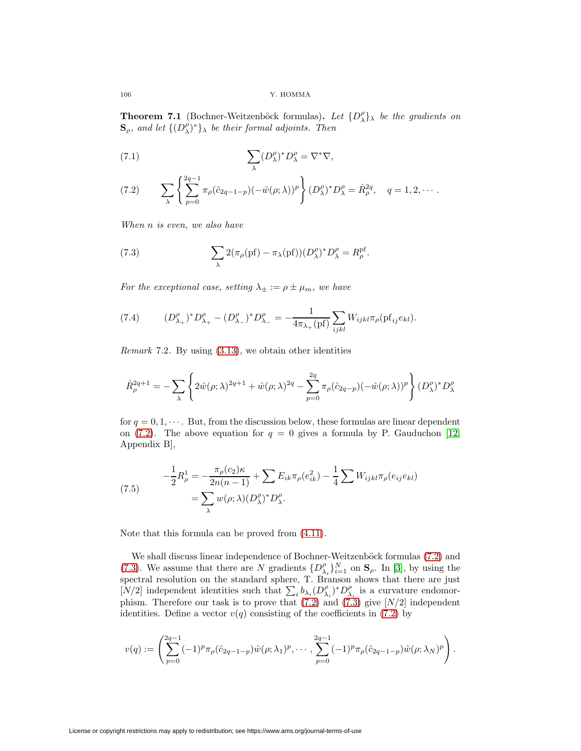**Theorem 7.1** (Bochner-Weitzenböck formulas)**.** *Let $\{D^\rho_\lambda\}_\lambda$ be the gradients on $\mathbf{S}_\rho$, and let $\{(D^\rho_\lambda)^*\}_\lambda$ be their formal adjoints. Then*

$$\sum_\lambda (D^\rho_\lambda)^* D^\rho_\lambda = \nabla^*\nabla, \tag{7.1}$$

$$\sum_\lambda \left\{ \sum_{p=0}^{2q-1} \pi_\rho(\hat{c}_{2q-1-p})(-\hat{w}(\rho;\lambda))^p \right\} (D^\rho_\lambda)^* D^\rho_\lambda = \hat{R}^{2q}_\rho, \quad q = 1, 2, \cdots. \tag{7.2}$$

*When $n$ is even, we also have*

$$\sum_\lambda 2(\pi_\rho(\mathrm{pf}) - \pi_\lambda(\mathrm{pf}))(D^\rho_\lambda)^* D^\rho_\lambda = R^{\mathrm{pf}}_\rho. \tag{7.3}$$

*For the exceptional case, setting $\lambda_\pm := \rho \pm \mu_m$, we have*

$$(D^\rho_{\lambda_+})^* D^\rho_{\lambda_+} - (D^\rho_{\lambda_-})^* D^\rho_{\lambda_-} = -\frac{1}{4\pi_{\lambda_+}(\mathrm{pf})} \sum_{ijkl} W_{ijkl} \pi_\rho(\mathrm{pf}_{ij} e_{kl}). \tag{7.4}$$

*Remark* 7.2. By using (3.13), we obtain other identities

$$\hat{R}^{2q+1}_\rho = -\sum_\lambda \left\{ 2\hat{w}(\rho;\lambda)^{2q+1} + \hat{w}(\rho;\lambda)^{2q} - \sum_{p=0}^{2q} \pi_\rho(\hat{c}_{2q-p})(-\hat{w}(\rho;\lambda))^p \right\} (D^\rho_\lambda)^* D^\rho_\lambda$$

for $q = 0, 1, \cdots$. But, from the discussion below, these formulas are linear dependent on (7.2). The above equation for $q = 0$ gives a formula by P. Gauduchon [12, Appendix B],

$$\begin{aligned} -\frac{1}{2} R^1_\rho &= -\frac{\pi_\rho(c_2)\kappa}{2n(n-1)} + \sum E_{ik} \pi_\rho(e^2_{ik}) - \frac{1}{4} \sum W_{ijkl} \pi_\rho(e_{ij} e_{kl}) \\ &= \sum_\lambda w(\rho;\lambda)(D^\rho_\lambda)^* D^\rho_\lambda. \end{aligned} \tag{7.5}$$

Note that this formula can be proved from (4.11).

We shall discuss linear independence of Bochner-Weitzenböck formulas (7.2) and (7.3). We assume that there are $N$ gradients $\{D^\rho_{\lambda_i}\}_{i=1}^N$ on $\mathbf{S}_\rho$. In [3], by using the spectral resolution on the standard sphere, T. Branson shows that there are just $[N/2]$ independent identities such that $\sum_i b_{\lambda_i} (D^\rho_{\lambda_i})^* D^\rho_{\lambda_i}$ is a curvature endomorphism. Therefore our task is to prove that (7.2) and (7.3) give $[N/2]$ independent identities. Define a vector $v(q)$ consisting of the coefficients in (7.2) by

$$v(q) := \left( \sum_{p=0}^{2q-1} (-1)^p \pi_\rho(\hat{c}_{2q-1-p}) \hat{w}(\rho;\lambda_1)^p, \cdots, \sum_{p=0}^{2q-1} (-1)^p \pi_\rho(\hat{c}_{2q-1-p}) \hat{w}(\rho;\lambda_N)^p \right).$$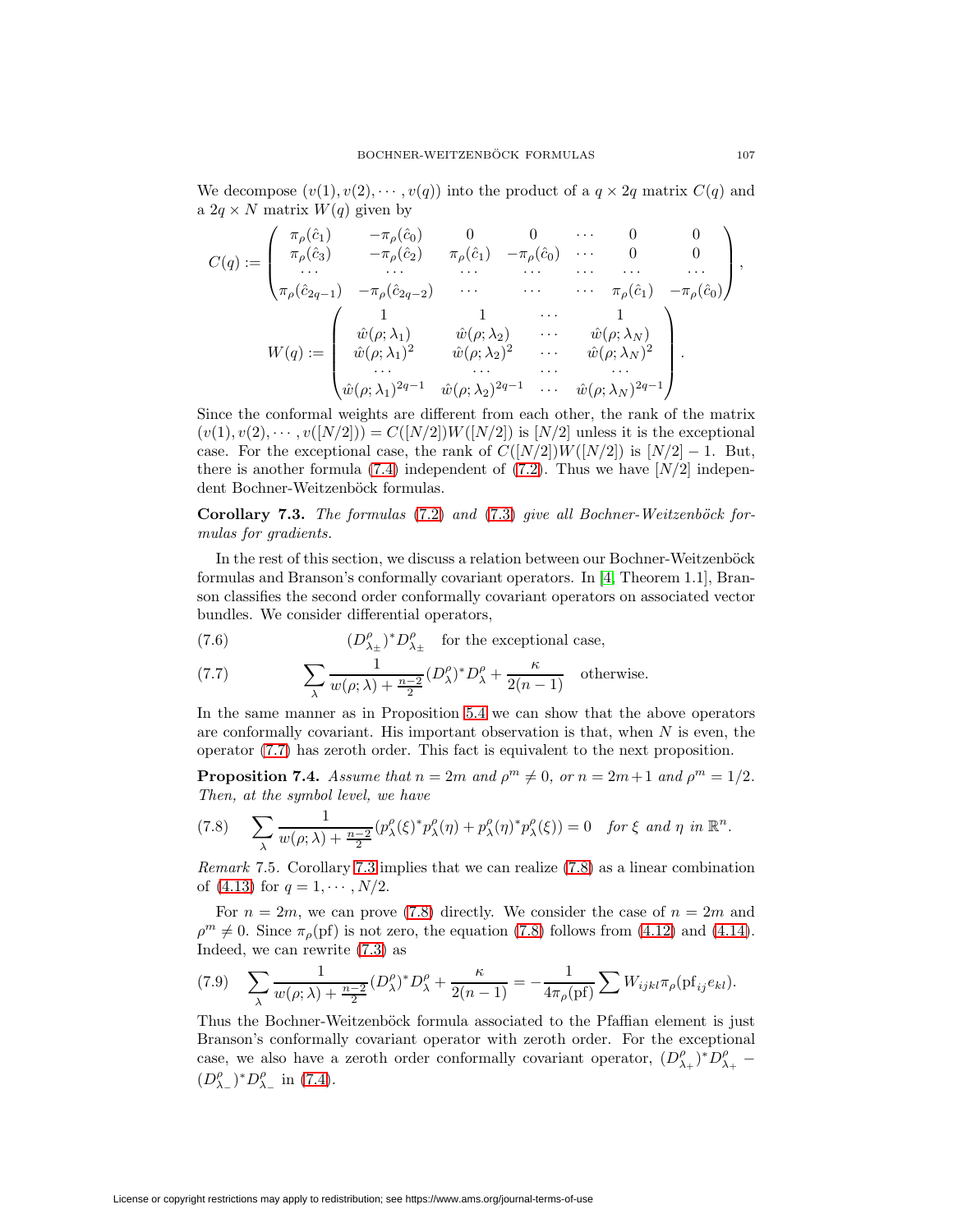We decompose $(v(1), v(2), \cdots, v(q))$ into the product of a $q \times 2q$ matrix $C(q)$ and a $2q \times N$ matrix $W(q)$ given by

$$C(q) := \begin{pmatrix} \pi_\rho(\hat{c}_1) & -\pi_\rho(\hat{c}_0) & 0 & 0 & \cdots & 0 & 0 \\ \pi_\rho(\hat{c}_3) & -\pi_\rho(\hat{c}_2) & \pi_\rho(\hat{c}_1) & -\pi_\rho(\hat{c}_0) & \cdots & 0 & 0 \\ \cdots & \cdots & \cdots & \cdots & \cdots & \cdots & \cdots \\ \pi_\rho(\hat{c}_{2q-1}) & -\pi_\rho(\hat{c}_{2q-2}) & \cdots & \cdots & \cdots & \pi_\rho(\hat{c}_1) & -\pi_\rho(\hat{c}_0) \end{pmatrix},$$

$$W(q) := \begin{pmatrix} 1 & 1 & \cdots & 1 \\ \hat{w}(\rho;\lambda_1) & \hat{w}(\rho;\lambda_2) & \cdots & \hat{w}(\rho;\lambda_N) \\ \hat{w}(\rho;\lambda_1)^2 & \hat{w}(\rho;\lambda_2)^2 & \cdots & \hat{w}(\rho;\lambda_N)^2 \\ \cdots & \cdots & \cdots & \cdots \\ \hat{w}(\rho;\lambda_1)^{2q-1} & \hat{w}(\rho;\lambda_2)^{2q-1} & \cdots & \hat{w}(\rho;\lambda_N)^{2q-1} \end{pmatrix}.$$

Since the conformal weights are different from each other, the rank of the matrix $(v(1), v(2), \cdots, v([N/2])) = C([N/2])W([N/2])$ is $[N/2]$ unless it is the exceptional case. For the exceptional case, the rank of $C([N/2])W([N/2])$ is $[N/2]-1$. But, there is another formula (7.4) independent of (7.2). Thus we have $[N/2]$ independent Bochner-Weitzenböck formulas.

**Corollary 7.3.** *The formulas* (7.2) *and* (7.3) *give all Bochner-Weitzenböck formulas for gradients.*

In the rest of this section, we discuss a relation between our Bochner-Weitzenböck formulas and Branson's conformally covariant operators. In [4, Theorem 1.1], Branson classifies the second order conformally covariant operators on associated vector bundles. We consider differential operators,

$$(D^\rho_{\lambda_\pm})^* D^\rho_{\lambda_\pm} \quad \text{for the exceptional case,} \tag{7.6}$$

$$\sum_\lambda \frac{1}{w(\rho;\lambda) + \frac{n-2}{2}} (D^\rho_\lambda)^* D^\rho_\lambda + \frac{\kappa}{2(n-1)} \quad \text{otherwise.} \tag{7.7}$$

In the same manner as in Proposition 5.4 we can show that the above operators are conformally covariant. His important observation is that, when $N$ is even, the operator (7.7) has zeroth order. This fact is equivalent to the next proposition.

**Proposition 7.4.** *Assume that $n = 2m$ and $\rho^m \neq 0$, or $n = 2m+1$ and $\rho^m = 1/2$. Then, at the symbol level, we have*

$$\sum_\lambda \frac{1}{w(\rho;\lambda) + \frac{n-2}{2}} (p^\rho_\lambda(\xi)^* p^\rho_\lambda(\eta) + p^\rho_\lambda(\eta)^* p^\rho_\lambda(\xi)) = 0 \quad \text{for } \xi \text{ and } \eta \text{ in } \mathbb{R}^n. \tag{7.8}$$

*Remark* 7.5. Corollary 7.3 implies that we can realize (7.8) as a linear combination of (4.13) for $q = 1, \cdots, N/2$.

For $n = 2m$, we can prove (7.8) directly. We consider the case of $n = 2m$ and $\rho^m \neq 0$. Since $\pi_\rho(\mathrm{pf})$ is not zero, the equation (7.8) follows from (4.12) and (4.14). Indeed, we can rewrite (7.3) as

$$\sum_\lambda \frac{1}{w(\rho;\lambda) + \frac{n-2}{2}} (D^\rho_\lambda)^* D^\rho_\lambda + \frac{\kappa}{2(n-1)} = -\frac{1}{4\pi_\rho(\mathrm{pf})} \sum W_{ijkl} \pi_\rho(\mathrm{pf}_{ij} e_{kl}). \tag{7.9}$$

Thus the Bochner-Weitzenböck formula associated to the Pfaffian element is just Branson's conformally covariant operator with zeroth order. For the exceptional case, we also have a zeroth order conformally covariant operator, $(D^\rho_{\lambda_+})^* D^\rho_{\lambda_+} - (D^\rho_{\lambda_-})^* D^\rho_{\lambda_-}$ in (7.4).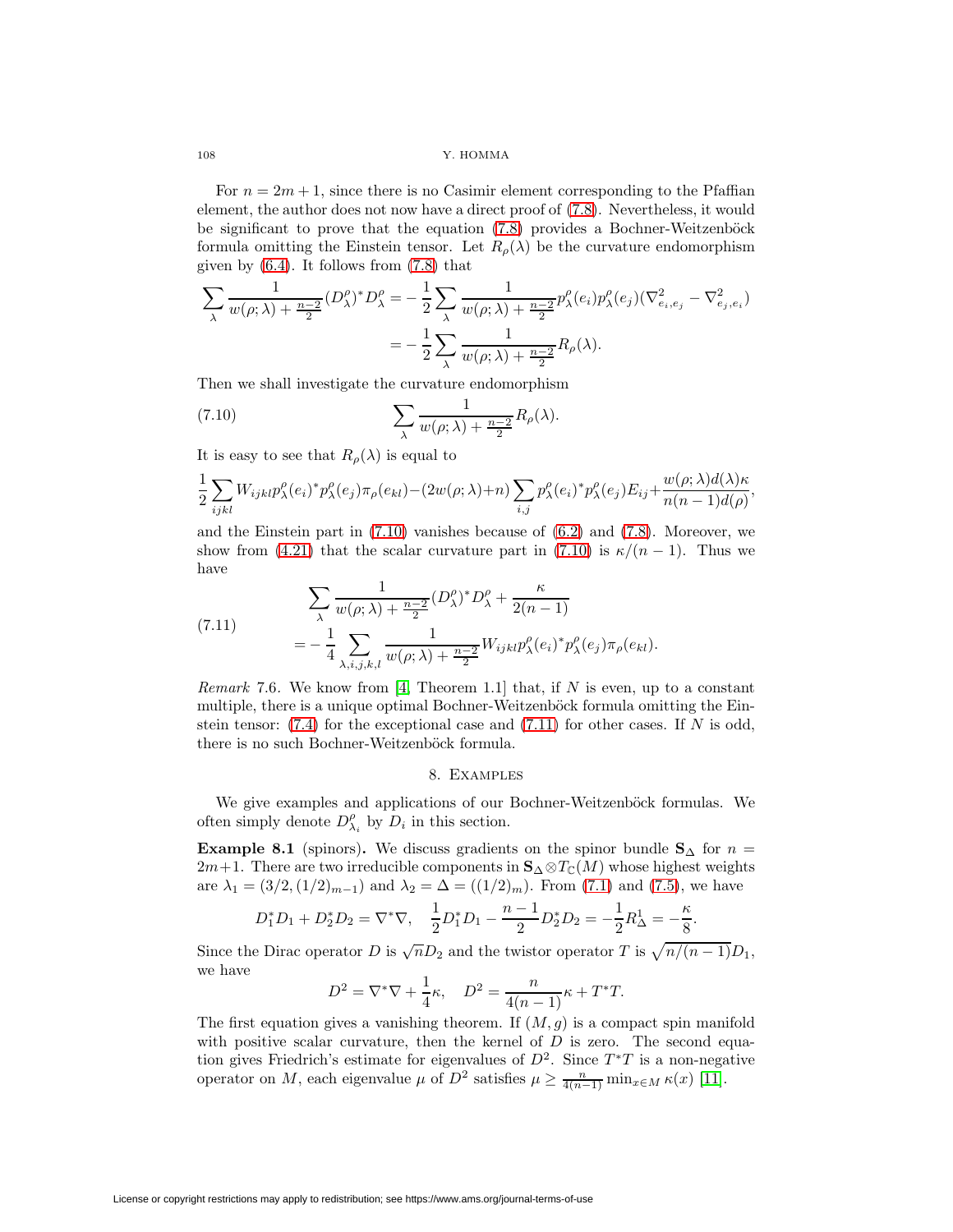For $n = 2m + 1$, since there is no Casimir element corresponding to the Pfaffian element, the author does not now have a direct proof of (7.8). Nevertheless, it would be significant to prove that the equation (7.8) provides a Bochner-Weitzenböck formula omitting the Einstein tensor. Let $R_\rho(\lambda)$ be the curvature endomorphism given by (6.4). It follows from (7.8) that

$$\sum_\lambda \frac{1}{w(\rho;\lambda) + \frac{n-2}{2}} (D^\rho_\lambda)^* D^\rho_\lambda = -\frac{1}{2} \sum_\lambda \frac{1}{w(\rho;\lambda) + \frac{n-2}{2}} p^\rho_\lambda(e_i) p^\rho_\lambda(e_j) (\nabla^2_{e_i,e_j} - \nabla^2_{e_j,e_i})$$
$$= -\frac{1}{2} \sum_\lambda \frac{1}{w(\rho;\lambda) + \frac{n-2}{2}} R_\rho(\lambda).$$

Then we shall investigate the curvature endomorphism

$$\sum_\lambda \frac{1}{w(\rho;\lambda) + \frac{n-2}{2}} R_\rho(\lambda). \tag{7.10}$$

It is easy to see that $R_\rho(\lambda)$ is equal to

$$\frac{1}{2} \sum_{ijkl} W_{ijkl} p^\rho_\lambda(e_i)^* p^\rho_\lambda(e_j) \pi_\rho(e_{kl}) - (2w(\rho;\lambda)+n) \sum_{i,j} p^\rho_\lambda(e_i)^* p^\rho_\lambda(e_j) E_{ij} + \frac{w(\rho;\lambda) d(\lambda) \kappa}{n(n-1) d(\rho)},$$

and the Einstein part in (7.10) vanishes because of (6.2) and (7.8). Moreover, we show from (4.21) that the scalar curvature part in (7.10) is $\kappa/(n-1)$. Thus we have

$$\sum_\lambda \frac{1}{w(\rho;\lambda) + \frac{n-2}{2}} (D^\rho_\lambda)^* D^\rho_\lambda + \frac{\kappa}{2(n-1)}$$
$$= -\frac{1}{4} \sum_{\lambda,i,j,k,l} \frac{1}{w(\rho;\lambda) + \frac{n-2}{2}} W_{ijkl} p^\rho_\lambda(e_i)^* p^\rho_\lambda(e_j) \pi_\rho(e_{kl}). \tag{7.11}$$

*Remark* 7.6. We know from [4, Theorem 1.1] that, if $N$ is even, up to a constant multiple, there is a unique optimal Bochner-Weitzenböck formula omitting the Einstein tensor: (7.4) for the exceptional case and (7.11) for other cases. If $N$ is odd, there is no such Bochner-Weitzenböck formula.

## 8. Examples

We give examples and applications of our Bochner-Weitzenböck formulas. We often simply denote $D^\rho_{\lambda_i}$ by $D_i$ in this section.

**Example 8.1** (spinors)**.** We discuss gradients on the spinor bundle $\mathbf{S}_\Delta$ for $n = 2m+1$. There are two irreducible components in $\mathbf{S}_\Delta \otimes T_\mathbb{C}(M)$ whose highest weights are $\lambda_1 = (3/2, (1/2)_{m-1})$ and $\lambda_2 = \Delta = ((1/2)_m)$. From (7.1) and (7.5), we have

$$D_1^* D_1 + D_2^* D_2 = \nabla^* \nabla, \quad \frac{1}{2} D_1^* D_1 - \frac{n-1}{2} D_2^* D_2 = -\frac{1}{2} R^1_\Delta = -\frac{\kappa}{8}.$$

Since the Dirac operator $D$ is $\sqrt{n} D_2$ and the twistor operator $T$ is $\sqrt{n/(n-1)} D_1$, we have

$$D^2 = \nabla^* \nabla + \frac{1}{4} \kappa, \quad D^2 = \frac{n}{4(n-1)} \kappa + T^* T.$$

The first equation gives a vanishing theorem. If $(M, g)$ is a compact spin manifold with positive scalar curvature, then the kernel of $D$ is zero. The second equation gives Friedrich's estimate for eigenvalues of $D^2$. Since $T^*T$ is a non-negative operator on $M$, each eigenvalue $\mu$ of $D^2$ satisfies $\mu \geq \frac{n}{4(n-1)} \min_{x \in M} \kappa(x)$ [11].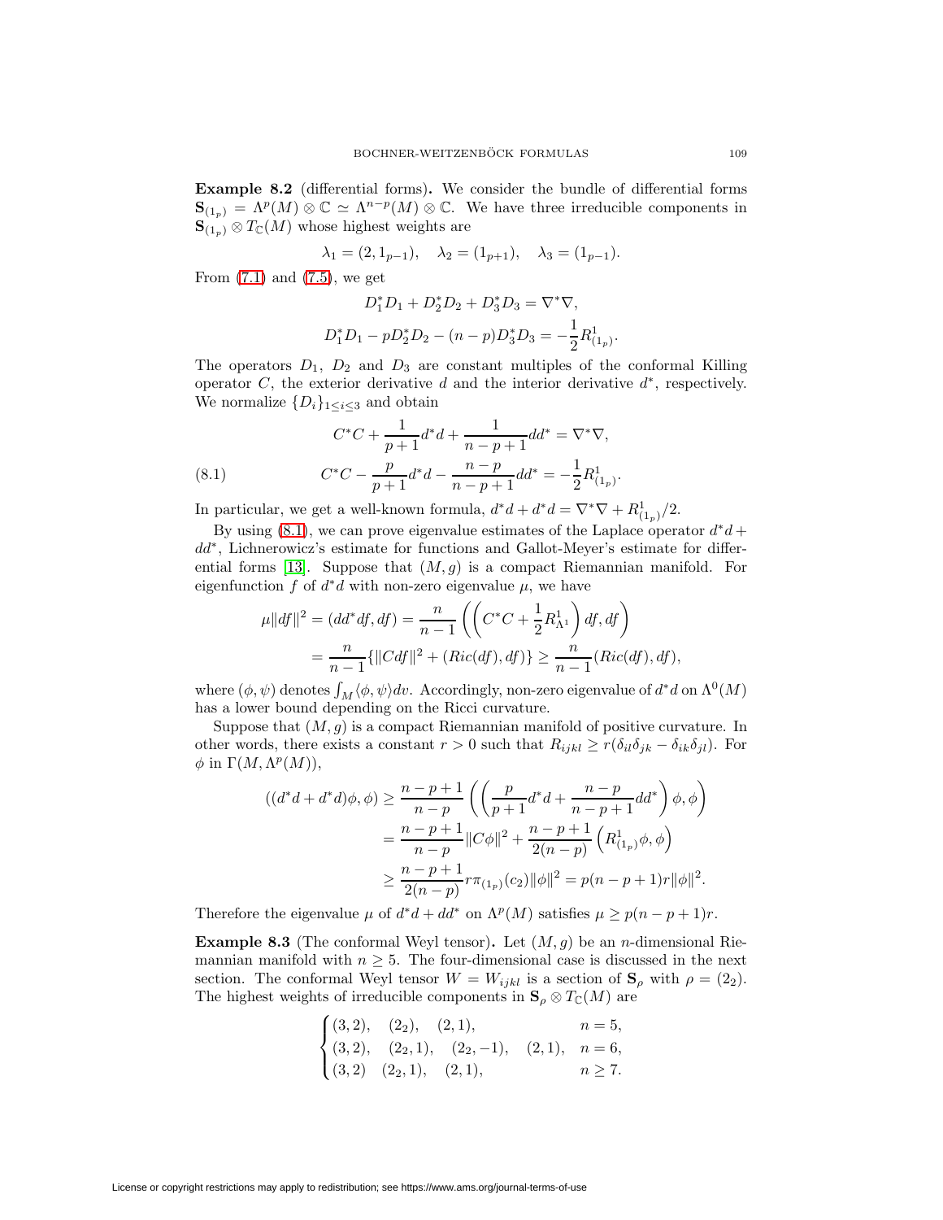**Example 8.2** (differential forms)**.** We consider the bundle of differential forms $\mathbf{S}_{(1_p)} = \Lambda^p(M) \otimes \mathbb{C} \simeq \Lambda^{n-p}(M) \otimes \mathbb{C}$. We have three irreducible components in $\mathbf{S}_{(1_p)} \otimes T_{\mathbb{C}}(M)$ whose highest weights are

$$\lambda_1 = (2, 1_{p-1}), \quad \lambda_2 = (1_{p+1}), \quad \lambda_3 = (1_{p-1}).$$

From (7.1) and (7.5), we get

$$D_1^*D_1 + D_2^*D_2 + D_3^*D_3 = \nabla^*\nabla,$$
$$D_1^*D_1 - pD_2^*D_2 - (n-p)D_3^*D_3 = -\frac{1}{2}R^1_{(1_p)}.$$

The operators $D_1$, $D_2$ and $D_3$ are constant multiples of the conformal Killing operator $C$, the exterior derivative $d$ and the interior derivative $d^*$, respectively. We normalize $\{D_i\}_{1\le i\le 3}$ and obtain

$$C^*C + \frac{1}{p+1}d^*d + \frac{1}{n-p+1}dd^* = \nabla^*\nabla,$$
$$C^*C - \frac{p}{p+1}d^*d - \frac{n-p}{n-p+1}dd^* = -\frac{1}{2}R^1_{(1_p)}. \tag{8.1}$$

In particular, we get a well-known formula, $d^*d + d^*d = \nabla^*\nabla + R^1_{(1_p)}/2$.

By using (8.1), we can prove eigenvalue estimates of the Laplace operator $d^*d + dd^*$, Lichnerowicz's estimate for functions and Gallot-Meyer's estimate for differential forms [13]. Suppose that $(M, g)$ is a compact Riemannian manifold. For eigenfunction $f$ of $d^*d$ with non-zero eigenvalue $\mu$, we have

$$\begin{aligned}
\mu\|df\|^2 = (dd^*df, df) &= \frac{n}{n-1}\left(\left(C^*C + \frac{1}{2}R^1_{\Lambda^1}\right)df, df\right) \\
&= \frac{n}{n-1}\{\|Cdf\|^2 + (Ric(df), df)\} \ge \frac{n}{n-1}(Ric(df), df),
\end{aligned}$$

where $(\phi, \psi)$ denotes $\int_M \langle \phi, \psi\rangle dv$. Accordingly, non-zero eigenvalue of $d^*d$ on $\Lambda^0(M)$ has a lower bound depending on the Ricci curvature.

Suppose that $(M, g)$ is a compact Riemannian manifold of positive curvature. In other words, there exists a constant $r > 0$ such that $R_{ijkl} \ge r(\delta_{il}\delta_{jk} - \delta_{ik}\delta_{jl})$. For $\phi$ in $\Gamma(M, \Lambda^p(M))$,

$$\begin{aligned}
((d^*d + d^*d)\phi, \phi) &\ge \frac{n-p+1}{n-p}\left(\left(\frac{p}{p+1}d^*d + \frac{n-p}{n-p+1}dd^*\right)\phi, \phi\right) \\
&= \frac{n-p+1}{n-p}\|C\phi\|^2 + \frac{n-p+1}{2(n-p)}\left(R^1_{(1_p)}\phi, \phi\right) \\
&\ge \frac{n-p+1}{2(n-p)}r\pi_{(1_p)}(c_2)\|\phi\|^2 = p(n-p+1)r\|\phi\|^2.
\end{aligned}$$

Therefore the eigenvalue $\mu$ of $d^*d + dd^*$ on $\Lambda^p(M)$ satisfies $\mu \ge p(n-p+1)r$.

**Example 8.3** (The conformal Weyl tensor)**.** Let $(M, g)$ be an $n$-dimensional Riemannian manifold with $n \ge 5$. The four-dimensional case is discussed in the next section. The conformal Weyl tensor $W = W_{ijkl}$ is a section of $\mathbf{S}_\rho$ with $\rho = (2_2)$. The highest weights of irreducible components in $\mathbf{S}_\rho \otimes T_{\mathbb{C}}(M)$ are

$$\begin{cases}
(3,2), \quad (2_2), \quad (2,1), & n = 5, \\
(3,2), \quad (2_2,1), \quad (2_2,-1), \quad (2,1), & n = 6, \\
(3,2) \quad (2_2,1), \quad (2,1), & n \ge 7.
\end{cases}$$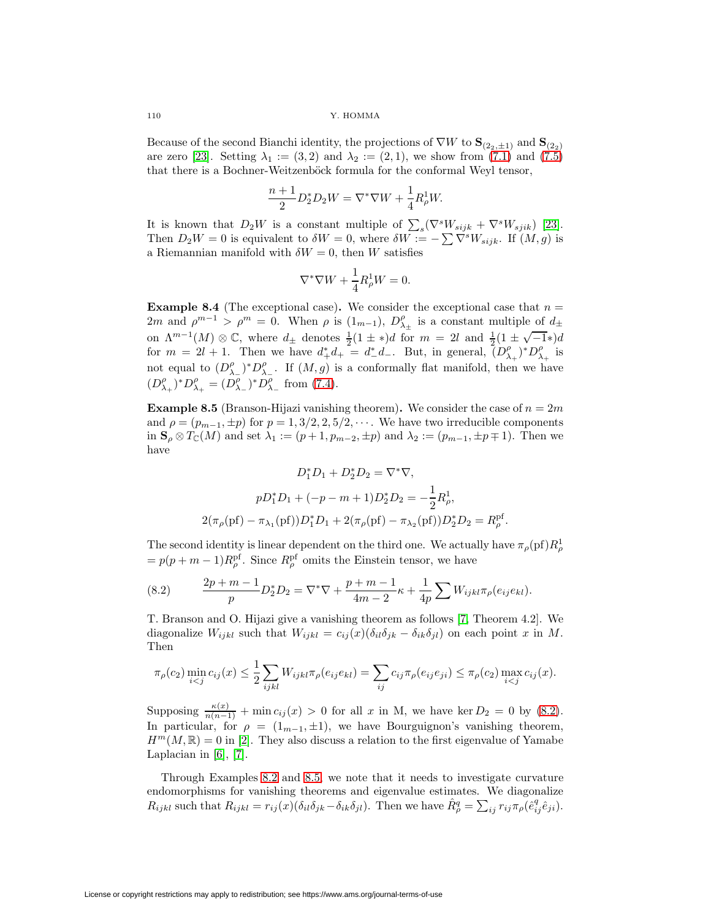Because of the second Bianchi identity, the projections of $\nabla W$ to $\mathbf{S}_{(2_2,\pm 1)}$ and $\mathbf{S}_{(2_2)}$ are zero [23]. Setting $\lambda_1 := (3,2)$ and $\lambda_2 := (2,1)$, we show from (7.1) and (7.5) that there is a Bochner-Weitzenböck formula for the conformal Weyl tensor,

$$\frac{n+1}{2} D_2^* D_2 W = \nabla^* \nabla W + \frac{1}{4} R_\rho^1 W.$$

It is known that $D_2 W$ is a constant multiple of $\sum_s (\nabla^s W_{sijk} + \nabla^s W_{sjik})$ [23]. Then $D_2 W = 0$ is equivalent to $\delta W = 0$, where $\delta W := -\sum \nabla^s W_{sijk}$. If $(M,g)$ is a Riemannian manifold with $\delta W = 0$, then $W$ satisfies

$$\nabla^* \nabla W + \frac{1}{4} R_\rho^1 W = 0.$$

**Example 8.4** (The exceptional case)**.** We consider the exceptional case that $n = 2m$ and $\rho^{m-1} > \rho^m = 0$. When $\rho$ is $(1_{m-1})$, $D^\rho_{\lambda_\pm}$ is a constant multiple of $d_\pm$ on $\Lambda^{m-1}(M) \otimes \mathbb{C}$, where $d_\pm$ denotes $\frac{1}{2}(1 \pm *)d$ for $m = 2l$ and $\frac{1}{2}(1 \pm \sqrt{-1}*)d$ for $m = 2l+1$. Then we have $d_+^* d_+ = d_-^* d_-$. But, in general, $(D^\rho_{\lambda_+})^* D^\rho_{\lambda_+}$ is not equal to $(D^\rho_{\lambda_-})^* D^\rho_{\lambda_-}$. If $(M,g)$ is a conformally flat manifold, then we have $(D^\rho_{\lambda_+})^* D^\rho_{\lambda_+} = (D^\rho_{\lambda_-})^* D^\rho_{\lambda_-}$ from (7.4).

**Example 8.5** (Branson-Hijazi vanishing theorem)**.** We consider the case of $n = 2m$ and $\rho = (p_{m-1}, \pm p)$ for $p = 1, 3/2, 2, 5/2, \cdots$. We have two irreducible components in $\mathbf{S}_\rho \otimes T_\mathbb{C}(M)$ and set $\lambda_1 := (p+1, p_{m-2}, \pm p)$ and $\lambda_2 := (p_{m-1}, \pm p \mp 1)$. Then we have

$$D_1^* D_1 + D_2^* D_2 = \nabla^* \nabla,$$

$$p D_1^* D_1 + (-p-m+1) D_2^* D_2 = -\frac{1}{2} R_\rho^1,$$

$$2(\pi_\rho(\mathrm{pf}) - \pi_{\lambda_1}(\mathrm{pf})) D_1^* D_1 + 2(\pi_\rho(\mathrm{pf}) - \pi_{\lambda_2}(\mathrm{pf})) D_2^* D_2 = R_\rho^{\mathrm{pf}}.$$

The second identity is linear dependent on the third one. We actually have $\pi_\rho(\mathrm{pf}) R_\rho^1 = p(p+m-1) R_\rho^{\mathrm{pf}}$. Since $R_\rho^{\mathrm{pf}}$ omits the Einstein tensor, we have

$$\frac{2p+m-1}{p} D_2^* D_2 = \nabla^* \nabla + \frac{p+m-1}{4m-2} \kappa + \frac{1}{4p} \sum W_{ijkl} \pi_\rho(e_{ij} e_{kl}). \tag{8.2}$$

T. Branson and O. Hijazi give a vanishing theorem as follows [7, Theorem 4.2]. We diagonalize $W_{ijkl}$ such that $W_{ijkl} = c_{ij}(x)(\delta_{il}\delta_{jk} - \delta_{ik}\delta_{jl})$ on each point $x$ in $M$. Then

$$\pi_\rho(c_2) \min_{i<j} c_{ij}(x) \le \frac{1}{2} \sum_{ijkl} W_{ijkl} \pi_\rho(e_{ij} e_{kl}) = \sum_{ij} c_{ij} \pi_\rho(e_{ij} e_{ji}) \le \pi_\rho(c_2) \max_{i<j} c_{ij}(x).$$

Supposing $\frac{\kappa(x)}{n(n-1)} + \min c_{ij}(x) > 0$ for all $x$ in M, we have $\ker D_2 = 0$ by (8.2). In particular, for $\rho = (1_{m-1}, \pm 1)$, we have Bourguignon's vanishing theorem, $H^m(M, \mathbb{R}) = 0$ in [2]. They also discuss a relation to the first eigenvalue of Yamabe Laplacian in [6], [7].

Through Examples 8.2 and 8.5, we note that it needs to investigate curvature endomorphisms for vanishing theorems and eigenvalue estimates. We diagonalize $R_{ijkl}$ such that $R_{ijkl} = r_{ij}(x)(\delta_{il}\delta_{jk} - \delta_{ik}\delta_{jl})$. Then we have $\hat{R}^q_\rho = \sum_{ij} r_{ij} \pi_\rho(\hat{e}^q_{ij} \hat{e}_{ji})$.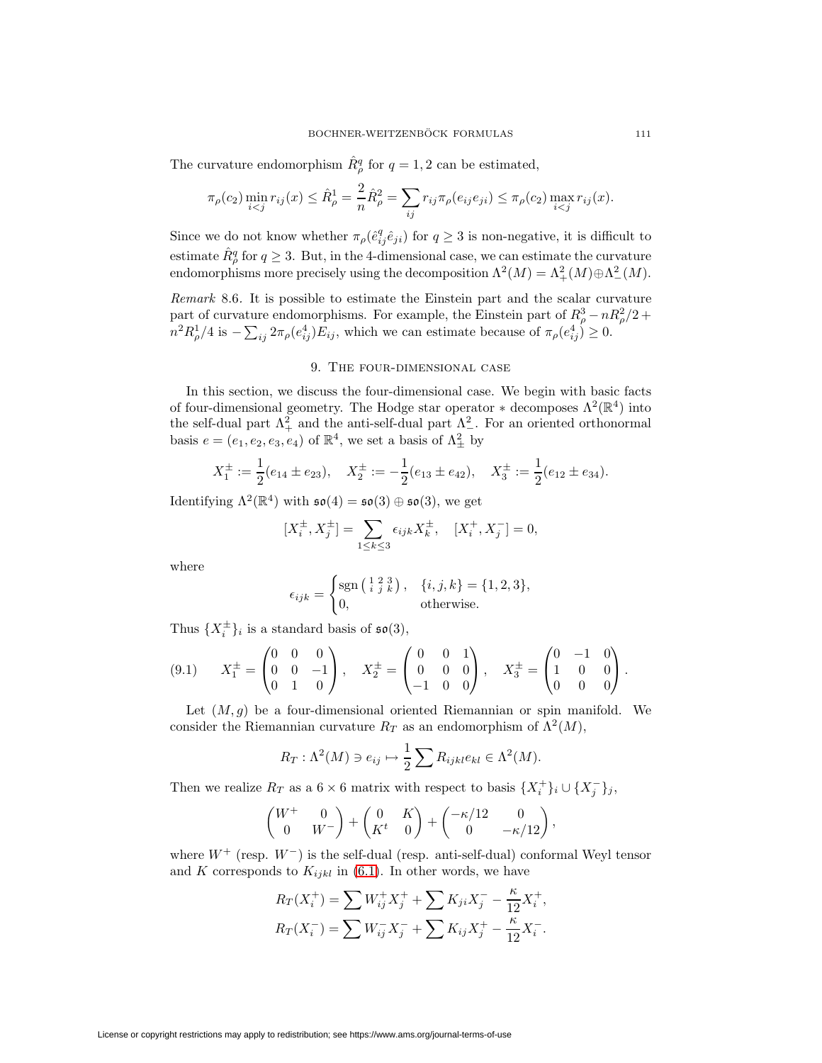The curvature endomorphism $\hat{R}^q_\rho$ for $q = 1, 2$ can be estimated,

$$\pi_\rho(c_2) \min_{i<j} r_{ij}(x) \leq \hat{R}^1_\rho = \frac{2}{n}\hat{R}^2_\rho = \sum_{ij} r_{ij}\pi_\rho(e_{ij}e_{ji}) \leq \pi_\rho(c_2) \max_{i<j} r_{ij}(x).$$

Since we do not know whether $\pi_\rho(\hat{e}^q_{ij}\hat{e}_{ji})$ for $q \geq 3$ is non-negative, it is difficult to estimate $\hat{R}^q_\rho$ for $q \geq 3$. But, in the 4-dimensional case, we can estimate the curvature endomorphisms more precisely using the decomposition $\Lambda^2(M) = \Lambda^2_+(M) \oplus \Lambda^2_-(M)$.

*Remark* 8.6. It is possible to estimate the Einstein part and the scalar curvature part of curvature endomorphisms. For example, the Einstein part of $R^3_\rho - nR^2_\rho/2 + n^2R^1_\rho/4$ is $-\sum_{ij} 2\pi_\rho(e^4_{ij})E_{ij}$, which we can estimate because of $\pi_\rho(e^4_{ij}) \geq 0$.

## 9. The four-dimensional case

In this section, we discuss the four-dimensional case. We begin with basic facts of four-dimensional geometry. The Hodge star operator $*$ decomposes $\Lambda^2(\mathbb{R}^4)$ into the self-dual part $\Lambda^2_+$ and the anti-self-dual part $\Lambda^2_-$. For an oriented orthonormal basis $e = (e_1, e_2, e_3, e_4)$ of $\mathbb{R}^4$, we set a basis of $\Lambda^2_\pm$ by

$$X_1^\pm := \frac{1}{2}(e_{14} \pm e_{23}), \quad X_2^\pm := -\frac{1}{2}(e_{13} \pm e_{42}), \quad X_3^\pm := \frac{1}{2}(e_{12} \pm e_{34}).$$

Identifying $\Lambda^2(\mathbb{R}^4)$ with $\mathfrak{so}(4) = \mathfrak{so}(3) \oplus \mathfrak{so}(3)$, we get

$$[X_i^\pm, X_j^\pm] = \sum_{1 \leq k \leq 3} \epsilon_{ijk} X_k^\pm, \quad [X_i^+, X_j^-] = 0,$$

where

$$\epsilon_{ijk} = \begin{cases} \operatorname{sgn}\begin{pmatrix} 1 & 2 & 3 \\ i & j & k \end{pmatrix}, & \{i,j,k\} = \{1,2,3\}, \\ 0, & \text{otherwise.} \end{cases}$$

Thus $\{X_i^\pm\}_i$ is a standard basis of $\mathfrak{so}(3)$,

$$X_1^\pm = \begin{pmatrix} 0 & 0 & 0 \\ 0 & 0 & -1 \\ 0 & 1 & 0 \end{pmatrix}, \quad X_2^\pm = \begin{pmatrix} 0 & 0 & 1 \\ 0 & 0 & 0 \\ -1 & 0 & 0 \end{pmatrix}, \quad X_3^\pm = \begin{pmatrix} 0 & -1 & 0 \\ 1 & 0 & 0 \\ 0 & 0 & 0 \end{pmatrix}. \tag{9.1}$$

Let $(M, g)$ be a four-dimensional oriented Riemannian or spin manifold. We consider the Riemannian curvature $R_T$ as an endomorphism of $\Lambda^2(M)$,

$$R_T : \Lambda^2(M) \ni e_{ij} \mapsto \frac{1}{2}\sum R_{ijkl}e_{kl} \in \Lambda^2(M).$$

Then we realize $R_T$ as a $6 \times 6$ matrix with respect to basis $\{X_i^+\}_i \cup \{X_j^-\}_j$,

$$\begin{pmatrix} W^+ & 0 \\ 0 & W^- \end{pmatrix} + \begin{pmatrix} 0 & K \\ K^t & 0 \end{pmatrix} + \begin{pmatrix} -\kappa/12 & 0 \\ 0 & -\kappa/12 \end{pmatrix},$$

where $W^+$ (resp. $W^-$) is the self-dual (resp. anti-self-dual) conformal Weyl tensor and $K$ corresponds to $K_{ijkl}$ in (6.1). In other words, we have

$$R_T(X_i^+) = \sum W^+_{ij}X_j^+ + \sum K_{ji}X_j^- - \frac{\kappa}{12}X_i^+,$$
$$R_T(X_i^-) = \sum W^-_{ij}X_j^- + \sum K_{ij}X_j^+ - \frac{\kappa}{12}X_i^-.$$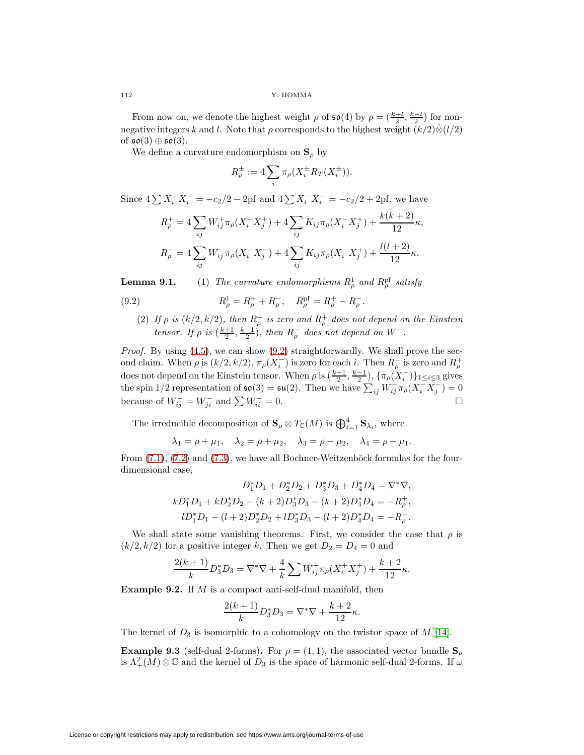From now on, we denote the highest weight $\rho$ of $\mathfrak{so}(4)$ by $\rho = (\frac{k+l}{2}, \frac{k-l}{2})$ for non-negative integers $k$ and $l$. Note that $\rho$ corresponds to the highest weight $(k/2)\hat{\otimes}(l/2)$ of $\mathfrak{so}(3) \oplus \mathfrak{so}(3)$.

We define a curvature endomorphism on $\mathbf{S}_\rho$ by

$$R_\rho^\pm := 4\sum_i \pi_\rho(X_i^\pm R_T(X_i^\pm)).$$

Since $4\sum X_i^+ X_i^+ = -c_2/2 - 2\mathrm{pf}$ and $4\sum X_i^- X_i^- = -c_2/2 + 2\mathrm{pf}$, we have

$$R_\rho^+ = 4\sum_{ij} W_{ij}^+ \pi_\rho(X_i^+ X_j^+) + 4\sum_{ij} K_{ij}\pi_\rho(X_i^- X_j^+) + \frac{k(k+2)}{12}\kappa,$$

$$R_\rho^- = 4\sum_{ij} W_{ij}^- \pi_\rho(X_i^- X_j^-) + 4\sum_{ij} K_{ij}\pi_\rho(X_i^- X_j^+) + \frac{l(l+2)}{12}\kappa.$$

**Lemma 9.1.** (1) *The curvature endomorphisms $R_\rho^1$ and $R_\rho^{\mathrm{pf}}$ satisfy*

$$R_\rho^1 = R_\rho^+ + R_\rho^-, \quad R_\rho^{\mathrm{pf}} = R_\rho^+ - R_\rho^-. \tag{9.2}$$

(2) *If $\rho$ is $(k/2, k/2)$, then $R_\rho^-$ is zero and $R_\rho^+$ does not depend on the Einstein tensor. If $\rho$ is $(\frac{k+1}{2}, \frac{k-1}{2})$, then $R_\rho^-$ does not depend on $W^-$.*

*Proof.* By using (4.5), we can show (9.2) straightforwardly. We shall prove the second claim. When $\rho$ is $(k/2, k/2)$, $\pi_\rho(X_i^-)$ is zero for each $i$. Then $R_\rho^-$ is zero and $R_\rho^+$ does not depend on the Einstein tensor. When $\rho$ is $(\frac{k+1}{2}, \frac{k-1}{2})$, $\{\pi_\rho(X_i^-)\}_{1\le i\le 3}$ gives the spin 1/2 representation of $\mathfrak{so}(3) = \mathfrak{su}(2)$. Then we have $\sum_{ij} W_{ij}^- \pi_\rho(X_i^- X_j^-) = 0$ because of $W_{ij}^- = W_{ji}^-$ and $\sum W_{ii}^- = 0$. $\square$

The irreducible decomposition of $\mathbf{S}_\rho \otimes T_{\mathbb{C}}(M)$ is $\bigoplus_{i=1}^4 \mathbf{S}_{\lambda_i}$, where

$$\lambda_1 = \rho + \mu_1, \quad \lambda_2 = \rho + \mu_2, \quad \lambda_3 = \rho - \mu_2, \quad \lambda_4 = \rho - \mu_1.$$

From (7.1), (7.2) and (7.3), we have all Bochner-Weitzenböck formulas for the four-dimensional case,

$$D_1^*D_1 + D_2^*D_2 + D_3^*D_3 + D_4^*D_4 = \nabla^*\nabla,$$
$$kD_1^*D_1 + kD_2^*D_2 - (k+2)D_3^*D_3 - (k+2)D_4^*D_4 = -R_\rho^+,$$
$$lD_1^*D_1 - (l+2)D_2^*D_2 + lD_3^*D_3 - (l+2)D_4^*D_4 = -R_\rho^-.$$

We shall state some vanishing theorems. First, we consider the case that $\rho$ is $(k/2, k/2)$ for a positive integer $k$. Then we get $D_2 = D_4 = 0$ and

$$\frac{2(k+1)}{k}D_3^*D_3 = \nabla^*\nabla + \frac{4}{k}\sum W_{ij}^+\pi_\rho(X_i^+X_j^+) + \frac{k+2}{12}\kappa.$$

**Example 9.2.** If $M$ is a compact anti-self-dual manifold, then

$$\frac{2(k+1)}{k}D_3^*D_3 = \nabla^*\nabla + \frac{k+2}{12}\kappa.$$

The kernel of $D_3$ is isomorphic to a cohomology on the twistor space of $M$ [14].

**Example 9.3** (self-dual 2-forms)**.** For $\rho = (1,1)$, the associated vector bundle $\mathbf{S}_\rho$ is $\Lambda_+^2(M)\otimes\mathbb{C}$ and the kernel of $D_3$ is the space of harmonic self-dual 2-forms. If $\omega$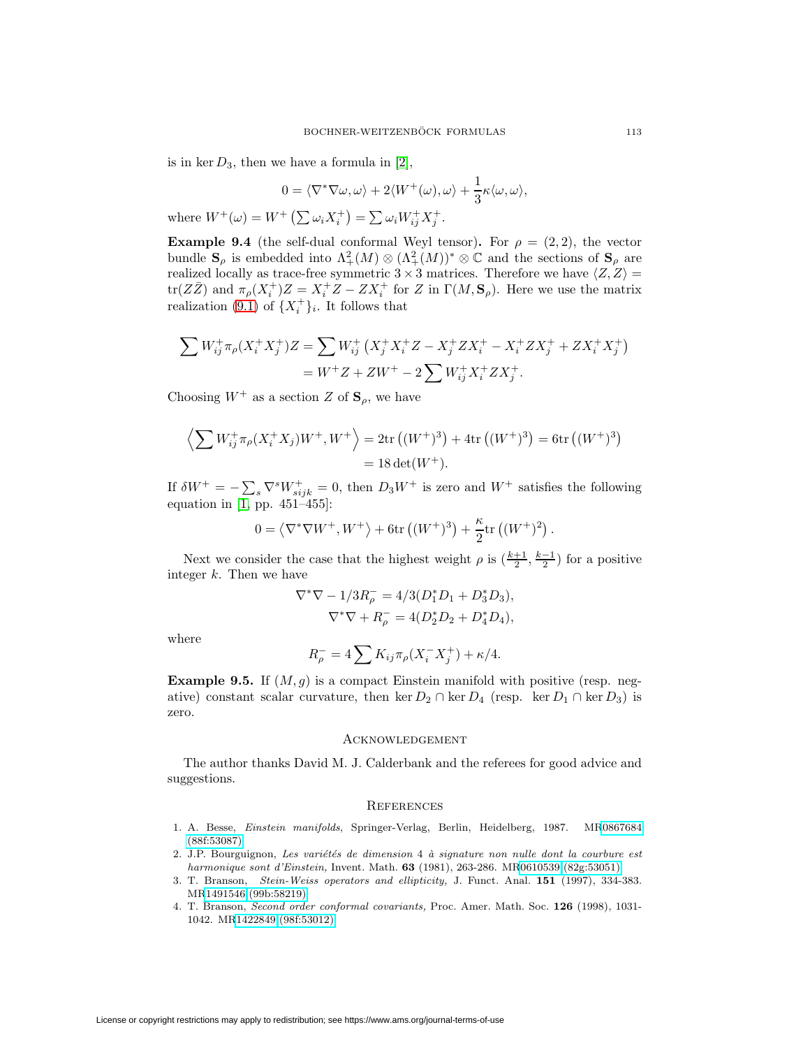is in $\ker D_3$, then we have a formula in [2],

$$0 = \langle \nabla^* \nabla \omega, \omega \rangle + 2\langle W^+(\omega), \omega \rangle + \frac{1}{3}\kappa \langle \omega, \omega \rangle,$$

where $W^+(\omega) = W^+\left(\sum \omega_i X_i^+\right) = \sum \omega_i W_{ij}^+ X_j^+$.

**Example 9.4** (the self-dual conformal Weyl tensor)**.** For $\rho = (2,2)$, the vector bundle $\mathbf{S}_\rho$ is embedded into $\Lambda_+^2(M) \otimes (\Lambda_+^2(M))^* \otimes \mathbb{C}$ and the sections of $\mathbf{S}_\rho$ are realized locally as trace-free symmetric $3 \times 3$ matrices. Therefore we have $\langle Z, Z \rangle = \mathrm{tr}(Z\bar{Z})$ and $\pi_\rho(X_i^+)Z = X_i^+ Z - Z X_i^+$ for $Z$ in $\Gamma(M, \mathbf{S}_\rho)$. Here we use the matrix realization (9.1) of $\{X_i^+\}_i$. It follows that

$$\begin{aligned}
\sum W_{ij}^+ \pi_\rho(X_i^+ X_j^+) Z &= \sum W_{ij}^+ \left( X_j^+ X_i^+ Z - X_j^+ Z X_i^+ - X_i^+ Z X_j^+ + Z X_i^+ X_j^+ \right) \\
&= W^+ Z + Z W^+ - 2 \sum W_{ij}^+ X_i^+ Z X_j^+.
\end{aligned}$$

Choosing $W^+$ as a section $Z$ of $\mathbf{S}_\rho$, we have

$$\begin{aligned}
\left\langle \sum W_{ij}^+ \pi_\rho(X_i^+ X_j) W^+, W^+ \right\rangle &= 2\mathrm{tr}\left((W^+)^3\right) + 4\mathrm{tr}\left((W^+)^3\right) = 6\mathrm{tr}\left((W^+)^3\right) \\
&= 18 \det(W^+).
\end{aligned}$$

If $\delta W^+ = -\sum_s \nabla^s W_{sijk}^+ = 0$, then $D_3 W^+$ is zero and $W^+$ satisfies the following equation in [1, pp. 451–455]:

$$0 = \left\langle \nabla^* \nabla W^+, W^+ \right\rangle + 6\mathrm{tr}\left((W^+)^3\right) + \frac{\kappa}{2}\mathrm{tr}\left((W^+)^2\right).$$

Next we consider the case that the highest weight $\rho$ is $(\frac{k+1}{2}, \frac{k-1}{2})$ for a positive integer $k$. Then we have

$$\begin{aligned}
\nabla^* \nabla - 1/3 R_\rho^- &= 4/3(D_1^* D_1 + D_3^* D_3), \\
\nabla^* \nabla + R_\rho^- &= 4(D_2^* D_2 + D_4^* D_4),
\end{aligned}$$

where

$$R_\rho^- = 4 \sum K_{ij} \pi_\rho(X_i^- X_j^+) + \kappa/4.$$

**Example 9.5.** If $(M, g)$ is a compact Einstein manifold with positive (resp. negative) constant scalar curvature, then $\ker D_2 \cap \ker D_4$ (resp. $\ker D_1 \cap \ker D_3$) is zero.

## Acknowledgement

The author thanks David M. J. Calderbank and the referees for good advice and suggestions.

## References

1. A. Besse, *Einstein manifolds*, Springer-Verlag, Berlin, Heidelberg, 1987. MR0867684 (88f:53087)
2. J.P. Bourguignon, *Les variétés de dimension 4 à signature non nulle dont la courbure est harmonique sont d'Einstein*, Invent. Math. **63** (1981), 263-286. MR0610539 (82g:53051)
3. T. Branson, *Stein-Weiss operators and ellipticity,* J. Funct. Anal. **151** (1997), 334-383. MR1491546 (99b:58219)
4. T. Branson, *Second order conformal covariants,* Proc. Amer. Math. Soc. **126** (1998), 1031-1042. MR1422849 (98f:53012)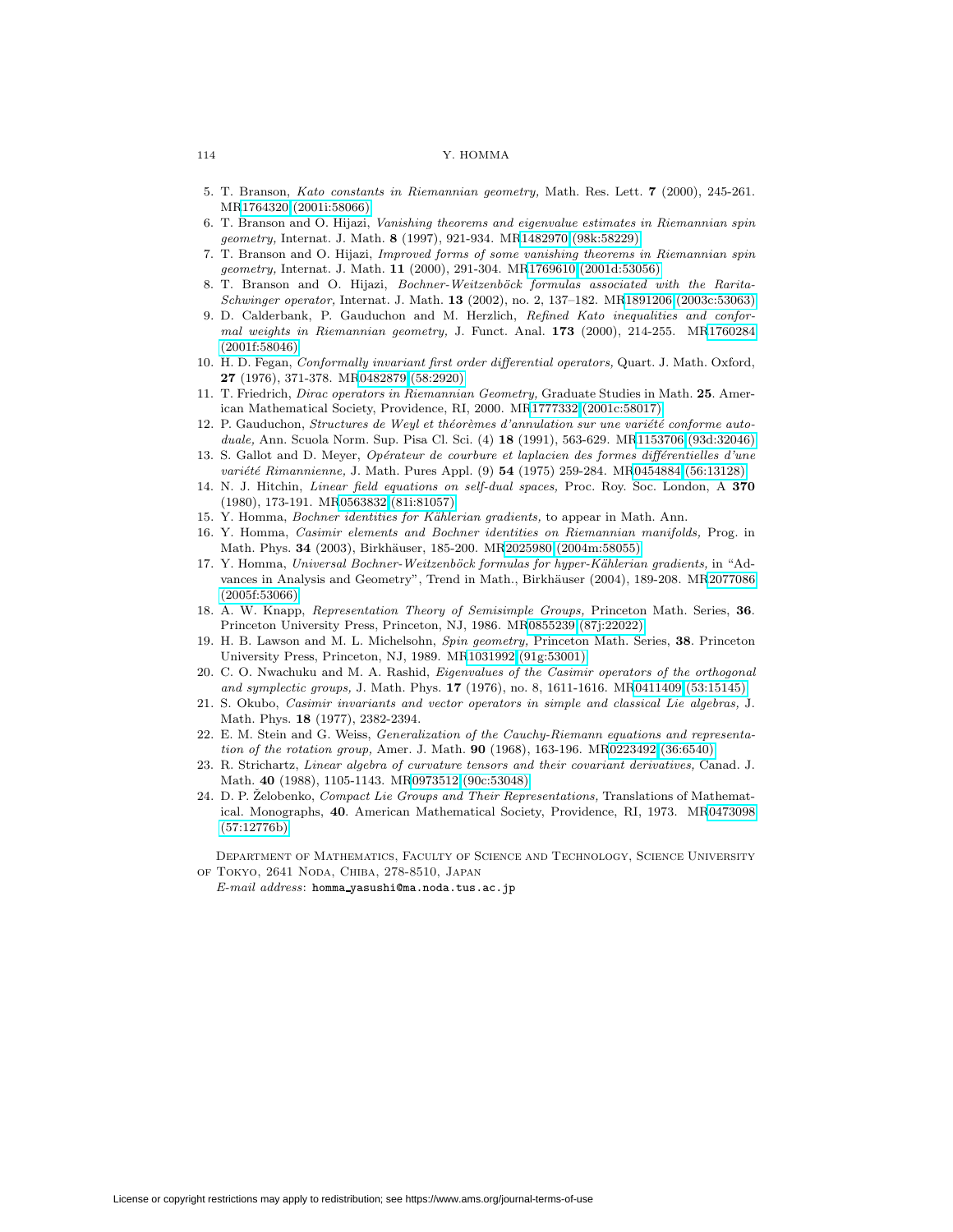5. T. Branson, *Kato constants in Riemannian geometry,* Math. Res. Lett. **7** (2000), 245-261. MR1764320 (2001i:58066)
6. T. Branson and O. Hijazi, *Vanishing theorems and eigenvalue estimates in Riemannian spin geometry,* Internat. J. Math. **8** (1997), 921-934. MR1482970 (98k:58229)
7. T. Branson and O. Hijazi, *Improved forms of some vanishing theorems in Riemannian spin geometry,* Internat. J. Math. **11** (2000), 291-304. MR1769610 (2001d:53056)
8. T. Branson and O. Hijazi, *Bochner-Weitzenböck formulas associated with the Rarita-Schwinger operator,* Internat. J. Math. **13** (2002), no. 2, 137–182. MR1891206 (2003c:53063)
9. D. Calderbank, P. Gauduchon and M. Herzlich, *Refined Kato inequalities and conformal weights in Riemannian geometry,* J. Funct. Anal. **173** (2000), 214-255. MR1760284 (2001f:58046)
10. H. D. Fegan, *Conformally invariant first order differential operators,* Quart. J. Math. Oxford, **27** (1976), 371-378. MR0482879 (58:2920)
11. T. Friedrich, *Dirac operators in Riemannian Geometry,* Graduate Studies in Math. **25**. American Mathematical Society, Providence, RI, 2000. MR1777332 (2001c:58017)
12. P. Gauduchon, *Structures de Weyl et théorèmes d'annulation sur une variété conforme autoduale,* Ann. Scuola Norm. Sup. Pisa Cl. Sci. (4) **18** (1991), 563-629. MR1153706 (93d:32046)
13. S. Gallot and D. Meyer, *Opérateur de courbure et laplacien des formes différentielles d'une variété Rimannienne,* J. Math. Pures Appl. (9) **54** (1975) 259-284. MR0454884 (56:13128)
14. N. J. Hitchin, *Linear field equations on self-dual spaces,* Proc. Roy. Soc. London, A **370** (1980), 173-191. MR0563832 (81i:81057)
15. Y. Homma, *Bochner identities for Kählerian gradients,* to appear in Math. Ann.
16. Y. Homma, *Casimir elements and Bochner identities on Riemannian manifolds,* Prog. in Math. Phys. **34** (2003), Birkhäuser, 185-200. MR2025980 (2004m:58055)
17. Y. Homma, *Universal Bochner-Weitzenböck formulas for hyper-Kählerian gradients,* in "Advances in Analysis and Geometry", Trend in Math., Birkhäuser (2004), 189-208. MR2077086 (2005f:53066)
18. A. W. Knapp, *Representation Theory of Semisimple Groups,* Princeton Math. Series, **36**. Princeton University Press, Princeton, NJ, 1986. MR0855239 (87j:22022)
19. H. B. Lawson and M. L. Michelsohn, *Spin geometry,* Princeton Math. Series, **38**. Princeton University Press, Princeton, NJ, 1989. MR1031992 (91g:53001)
20. C. O. Nwachuku and M. A. Rashid, *Eigenvalues of the Casimir operators of the orthogonal and symplectic groups,* J. Math. Phys. **17** (1976), no. 8, 1611-1616. MR0411409 (53:15145)
21. S. Okubo, *Casimir invariants and vector operators in simple and classical Lie algebras,* J. Math. Phys. **18** (1977), 2382-2394.
22. E. M. Stein and G. Weiss, *Generalization of the Cauchy-Riemann equations and representation of the rotation group,* Amer. J. Math. **90** (1968), 163-196. MR0223492 (36:6540)
23. R. Strichartz, *Linear algebra of curvature tensors and their covariant derivatives,* Canad. J. Math. **40** (1988), 1105-1143. MR0973512 (90c:53048)
24. D. P. Želobenko, *Compact Lie Groups and Their Representations,* Translations of Mathematical. Monographs, **40**. American Mathematical Society, Providence, RI, 1973. MR0473098 (57:12776b)

Department of Mathematics, Faculty of Science and Technology, Science University of Tokyo, 2641 Noda, Chiba, 278-8510, Japan

*E-mail address*: homma_yasushi@ma.noda.tus.ac.jp